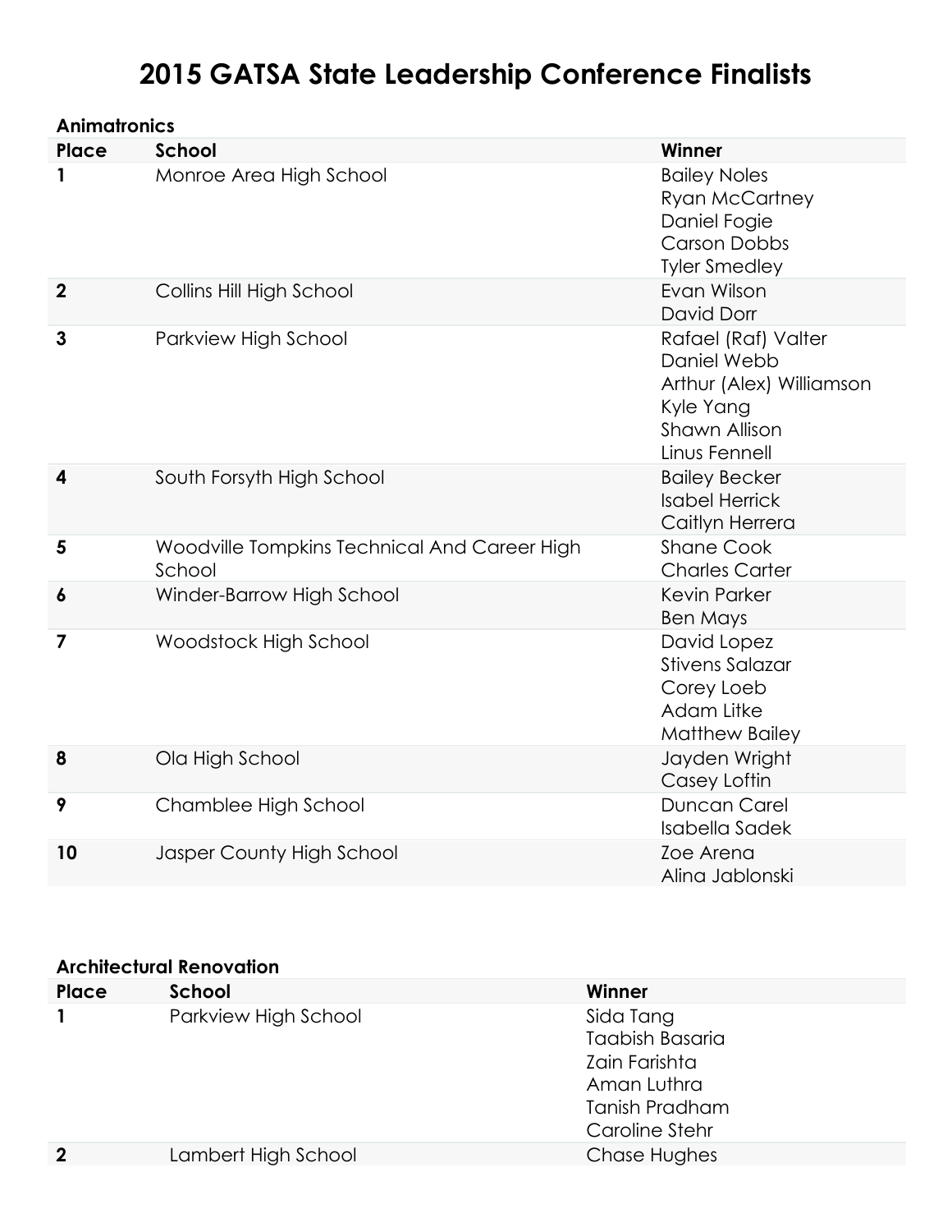# 2015 GATSA State Leadership Conference Finalists

**Animatronics**

| Place | School | Winner |
|---|---|---|
| 1 | Monroe Area High School | Bailey Noles<br>Ryan McCartney<br>Daniel Fogie<br>Carson Dobbs<br>Tyler Smedley |
| 2 | Collins Hill High School | Evan Wilson<br>David Dorr |
| 3 | Parkview High School | Rafael (Raf) Valter<br>Daniel Webb<br>Arthur (Alex) Williamson<br>Kyle Yang<br>Shawn Allison<br>Linus Fennell |
| 4 | South Forsyth High School | Bailey Becker<br>Isabel Herrick<br>Caitlyn Herrera |
| 5 | Woodville Tompkins Technical And Career High School | Shane Cook<br>Charles Carter |
| 6 | Winder-Barrow High School | Kevin Parker<br>Ben Mays |
| 7 | Woodstock High School | David Lopez<br>Stivens Salazar<br>Corey Loeb<br>Adam Litke<br>Matthew Bailey |
| 8 | Ola High School | Jayden Wright<br>Casey Loftin |
| 9 | Chamblee High School | Duncan Carel<br>Isabella Sadek |
| 10 | Jasper County High School | Zoe Arena<br>Alina Jablonski |

**Architectural Renovation**

| Place | School | Winner |
|---|---|---|
| 1 | Parkview High School | Sida Tang<br>Taabish Basaria<br>Zain Farishta<br>Aman Luthra<br>Tanish Pradham<br>Caroline Stehr |
| 2 | Lambert High School | Chase Hughes |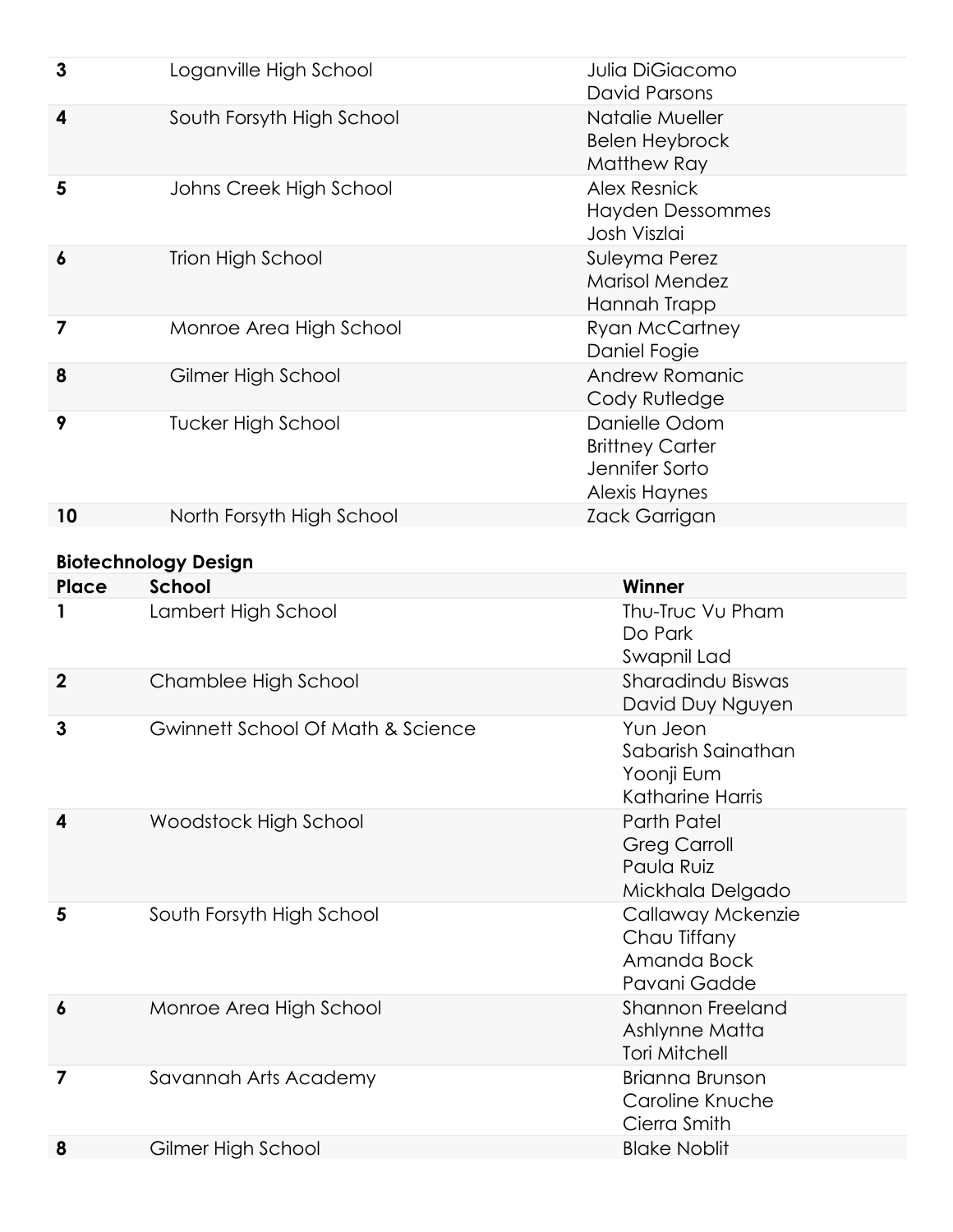| Place | School | Winner |
|---|---|---|
| 3 | Loganville High School | Julia DiGiacomo<br>David Parsons |
| 4 | South Forsyth High School | Natalie Mueller<br>Belen Heybrock<br>Matthew Ray |
| 5 | Johns Creek High School | Alex Resnick<br>Hayden Dessommes<br>Josh Viszlai |
| 6 | Trion High School | Suleyma Perez<br>Marisol Mendez<br>Hannah Trapp |
| 7 | Monroe Area High School | Ryan McCartney<br>Daniel Fogie |
| 8 | Gilmer High School | Andrew Romanic<br>Cody Rutledge |
| 9 | Tucker High School | Danielle Odom<br>Brittney Carter<br>Jennifer Sorto<br>Alexis Haynes |
| 10 | North Forsyth High School | Zack Garrigan |

**Biotechnology Design**

| Place | School | Winner |
|---|---|---|
| 1 | Lambert High School | Thu-Truc Vu Pham<br>Do Park<br>Swapnil Lad |
| 2 | Chamblee High School | Sharadindu Biswas<br>David Duy Nguyen |
| 3 | Gwinnett School Of Math & Science | Yun Jeon<br>Sabarish Sainathan<br>Yoonji Eum<br>Katharine Harris |
| 4 | Woodstock High School | Parth Patel<br>Greg Carroll<br>Paula Ruiz<br>Mickhala Delgado |
| 5 | South Forsyth High School | Callaway Mckenzie<br>Chau Tiffany<br>Amanda Bock<br>Pavani Gadde |
| 6 | Monroe Area High School | Shannon Freeland<br>Ashlynne Matta<br>Tori Mitchell |
| 7 | Savannah Arts Academy | Brianna Brunson<br>Caroline Knuche<br>Cierra Smith |
| 8 | Gilmer High School | Blake Noblit |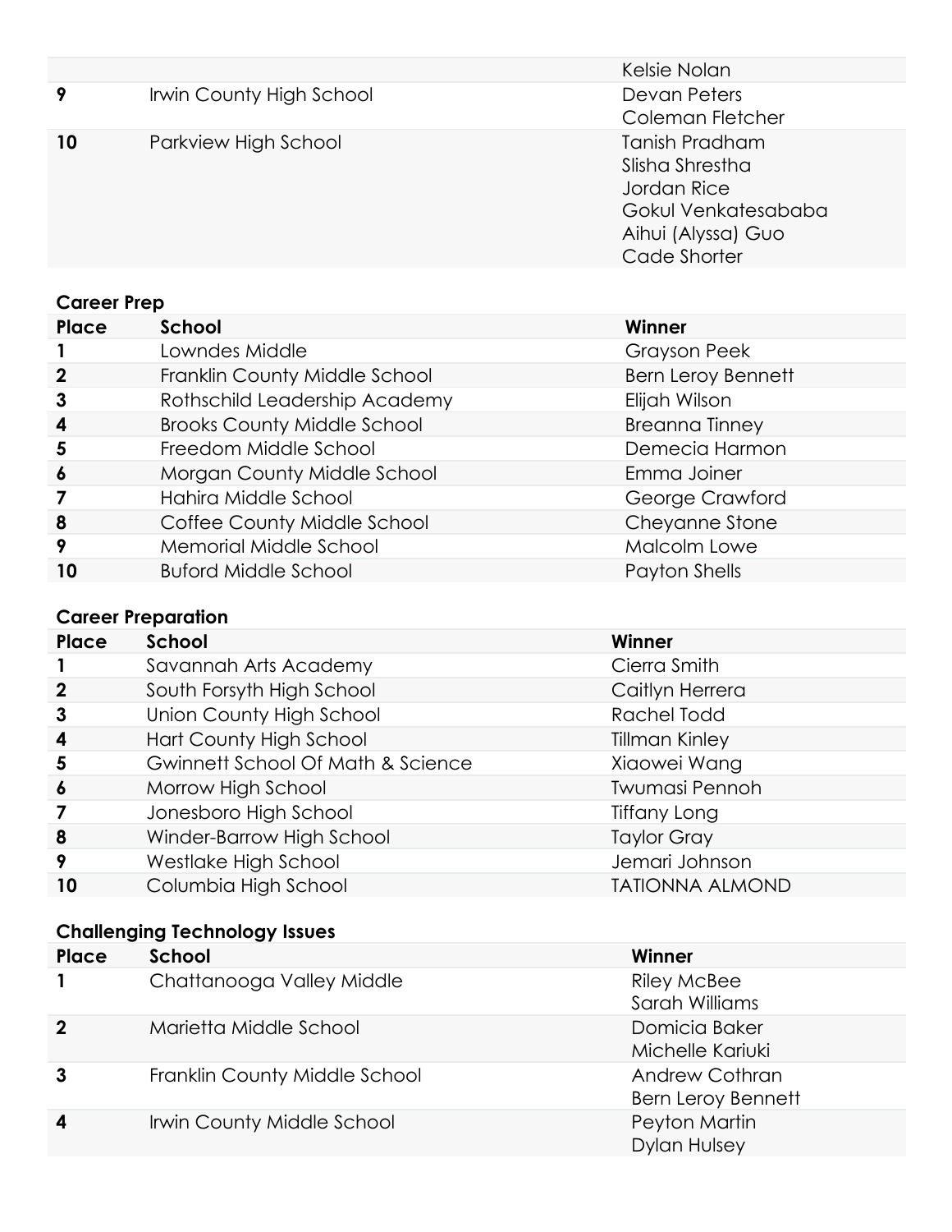| | | |
|---|---|---|
| | | Kelsie Nolan |
| **9** | Irwin County High School | Devan Peters<br>Coleman Fletcher |
| **10** | Parkview High School | Tanish Pradham<br>Slisha Shrestha<br>Jordan Rice<br>Gokul Venkatesababa<br>Aihui (Alyssa) Guo<br>Cade Shorter |

**Career Prep**

| Place | School | Winner |
|---|---|---|
| **1** | Lowndes Middle | Grayson Peek |
| **2** | Franklin County Middle School | Bern Leroy Bennett |
| **3** | Rothschild Leadership Academy | Elijah Wilson |
| **4** | Brooks County Middle School | Breanna Tinney |
| **5** | Freedom Middle School | Demecia Harmon |
| **6** | Morgan County Middle School | Emma Joiner |
| **7** | Hahira Middle School | George Crawford |
| **8** | Coffee County Middle School | Cheyanne Stone |
| **9** | Memorial Middle School | Malcolm Lowe |
| **10** | Buford Middle School | Payton Shells |

**Career Preparation**

| Place | School | Winner |
|---|---|---|
| **1** | Savannah Arts Academy | Cierra Smith |
| **2** | South Forsyth High School | Caitlyn Herrera |
| **3** | Union County High School | Rachel Todd |
| **4** | Hart County High School | Tillman Kinley |
| **5** | Gwinnett School Of Math & Science | Xiaowei Wang |
| **6** | Morrow High School | Twumasi Pennoh |
| **7** | Jonesboro High School | Tiffany Long |
| **8** | Winder-Barrow High School | Taylor Gray |
| **9** | Westlake High School | Jemari Johnson |
| **10** | Columbia High School | TATIONNA ALMOND |

**Challenging Technology Issues**

| Place | School | Winner |
|---|---|---|
| **1** | Chattanooga Valley Middle | Riley McBee<br>Sarah Williams |
| **2** | Marietta Middle School | Domicia Baker<br>Michelle Kariuki |
| **3** | Franklin County Middle School | Andrew Cothran<br>Bern Leroy Bennett |
| **4** | Irwin County Middle School | Peyton Martin<br>Dylan Hulsey |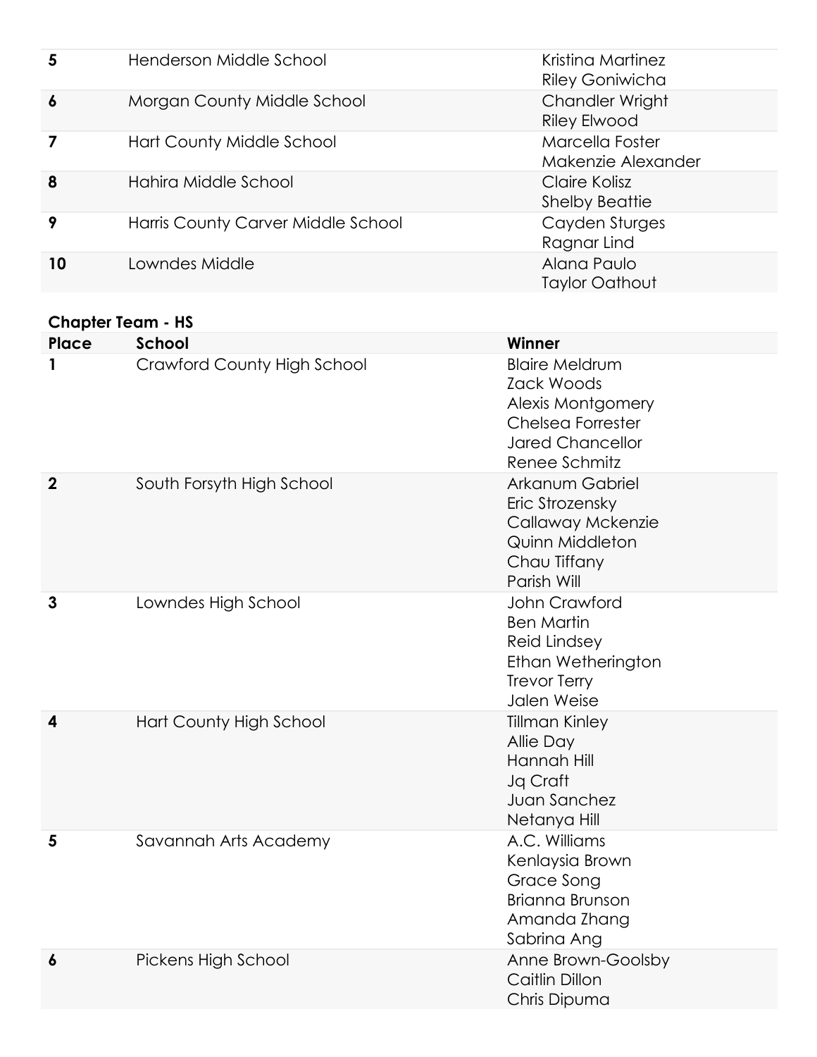| | | |
|---|---|---|
| **5** | Henderson Middle School | Kristina Martinez<br>Riley Goniwicha |
| **6** | Morgan County Middle School | Chandler Wright<br>Riley Elwood |
| **7** | Hart County Middle School | Marcella Foster<br>Makenzie Alexander |
| **8** | Hahira Middle School | Claire Kolisz<br>Shelby Beattie |
| **9** | Harris County Carver Middle School | Cayden Sturges<br>Ragnar Lind |
| **10** | Lowndes Middle | Alana Paulo<br>Taylor Oathout |

**Chapter Team - HS**

| Place | School | Winner |
|---|---|---|
| **1** | Crawford County High School | Blaire Meldrum<br>Zack Woods<br>Alexis Montgomery<br>Chelsea Forrester<br>Jared Chancellor<br>Renee Schmitz |
| **2** | South Forsyth High School | Arkanum Gabriel<br>Eric Strozensky<br>Callaway Mckenzie<br>Quinn Middleton<br>Chau Tiffany<br>Parish Will |
| **3** | Lowndes High School | John Crawford<br>Ben Martin<br>Reid Lindsey<br>Ethan Wetherington<br>Trevor Terry<br>Jalen Weise |
| **4** | Hart County High School | Tillman Kinley<br>Allie Day<br>Hannah Hill<br>Jq Craft<br>Juan Sanchez<br>Netanya Hill |
| **5** | Savannah Arts Academy | A.C. Williams<br>Kenlaysia Brown<br>Grace Song<br>Brianna Brunson<br>Amanda Zhang<br>Sabrina Ang |
| **6** | Pickens High School | Anne Brown-Goolsby<br>Caitlin Dillon<br>Chris Dipuma |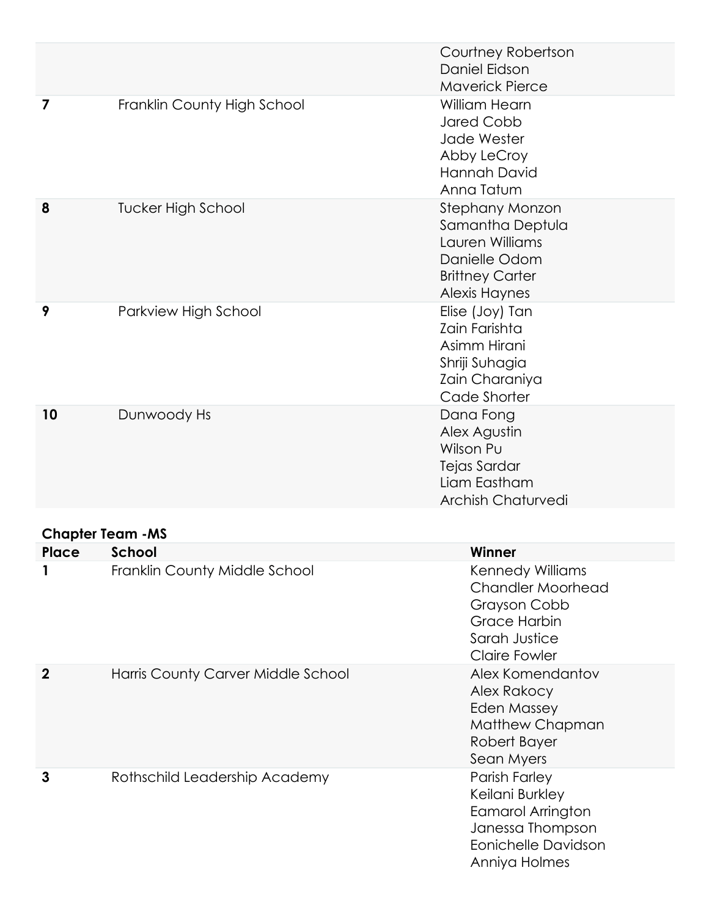| Place | School | Winner |
|---|---|---|
| | | Courtney Robertson<br>Daniel Eidson<br>Maverick Pierce |
| **7** | Franklin County High School | William Hearn<br>Jared Cobb<br>Jade Wester<br>Abby LeCroy<br>Hannah David<br>Anna Tatum |
| **8** | Tucker High School | Stephany Monzon<br>Samantha Deptula<br>Lauren Williams<br>Danielle Odom<br>Brittney Carter<br>Alexis Haynes |
| **9** | Parkview High School | Elise (Joy) Tan<br>Zain Farishta<br>Asimm Hirani<br>Shriji Suhagia<br>Zain Charaniya<br>Cade Shorter |
| **10** | Dunwoody Hs | Dana Fong<br>Alex Agustin<br>Wilson Pu<br>Tejas Sardar<br>Liam Eastham<br>Archish Chaturvedi |

**Chapter Team -MS**

| Place | School | Winner |
|---|---|---|
| **1** | Franklin County Middle School | Kennedy Williams<br>Chandler Moorhead<br>Grayson Cobb<br>Grace Harbin<br>Sarah Justice<br>Claire Fowler |
| **2** | Harris County Carver Middle School | Alex Komendantov<br>Alex Rakocy<br>Eden Massey<br>Matthew Chapman<br>Robert Bayer<br>Sean Myers |
| **3** | Rothschild Leadership Academy | Parish Farley<br>Keilani Burkley<br>Eamarol Arrington<br>Janessa Thompson<br>Eonichelle Davidson<br>Anniya Holmes |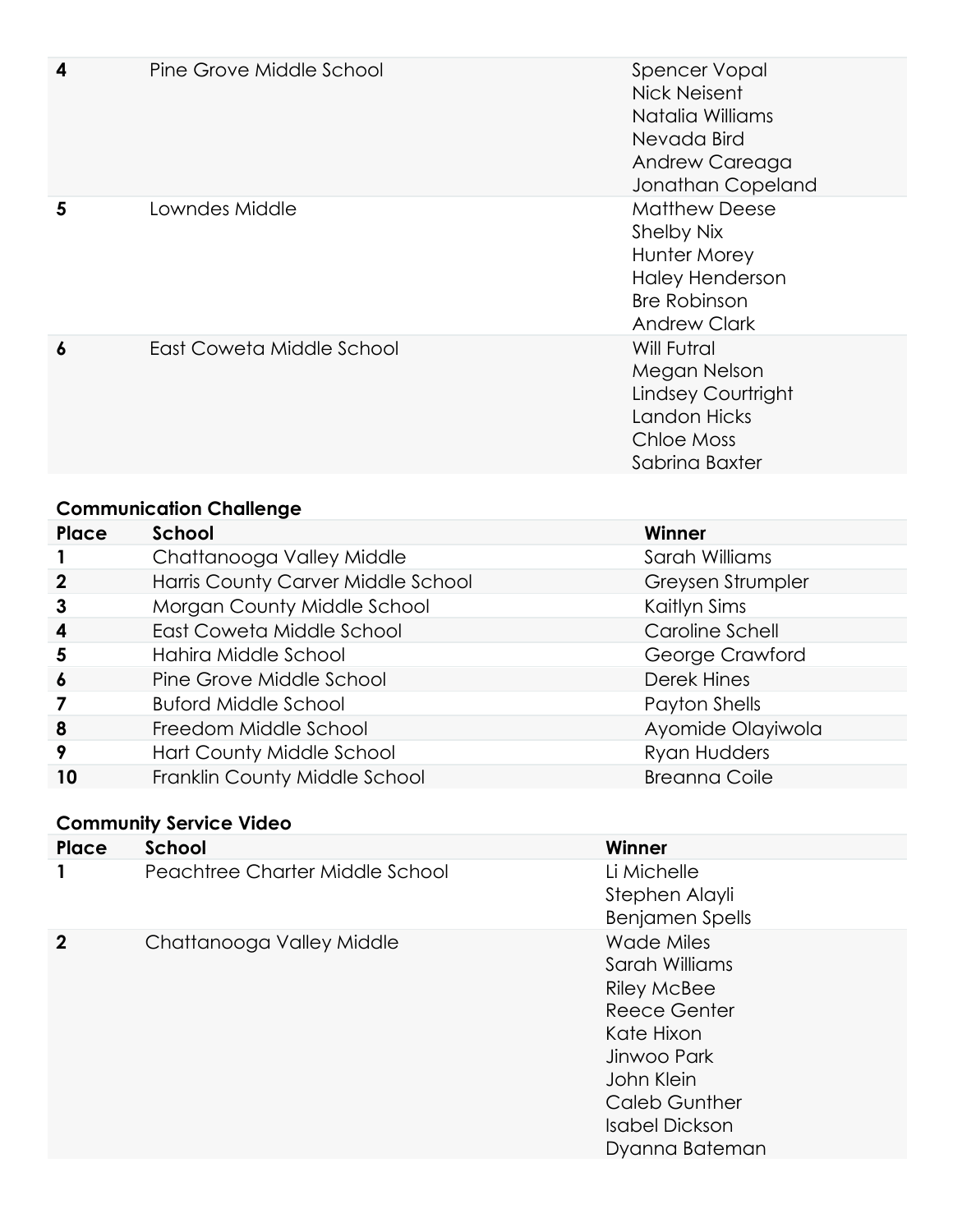| Place | School | Winner |
|---|---|---|
| **4** | Pine Grove Middle School | Spencer Vopal<br>Nick Neisent<br>Natalia Williams<br>Nevada Bird<br>Andrew Careaga<br>Jonathan Copeland |
| **5** | Lowndes Middle | Matthew Deese<br>Shelby Nix<br>Hunter Morey<br>Haley Henderson<br>Bre Robinson<br>Andrew Clark |
| **6** | East Coweta Middle School | Will Futral<br>Megan Nelson<br>Lindsey Courtright<br>Landon Hicks<br>Chloe Moss<br>Sabrina Baxter |

**Communication Challenge**

| Place | School | Winner |
|---|---|---|
| **1** | Chattanooga Valley Middle | Sarah Williams |
| **2** | Harris County Carver Middle School | Greysen Strumpler |
| **3** | Morgan County Middle School | Kaitlyn Sims |
| **4** | East Coweta Middle School | Caroline Schell |
| **5** | Hahira Middle School | George Crawford |
| **6** | Pine Grove Middle School | Derek Hines |
| **7** | Buford Middle School | Payton Shells |
| **8** | Freedom Middle School | Ayomide Olayiwola |
| **9** | Hart County Middle School | Ryan Hudders |
| **10** | Franklin County Middle School | Breanna Coile |

**Community Service Video**

| Place | School | Winner |
|---|---|---|
| **1** | Peachtree Charter Middle School | Li Michelle<br>Stephen Alayli<br>Benjamen Spells |
| **2** | Chattanooga Valley Middle | Wade Miles<br>Sarah Williams<br>Riley McBee<br>Reece Genter<br>Kate Hixon<br>Jinwoo Park<br>John Klein<br>Caleb Gunther<br>Isabel Dickson<br>Dyanna Bateman |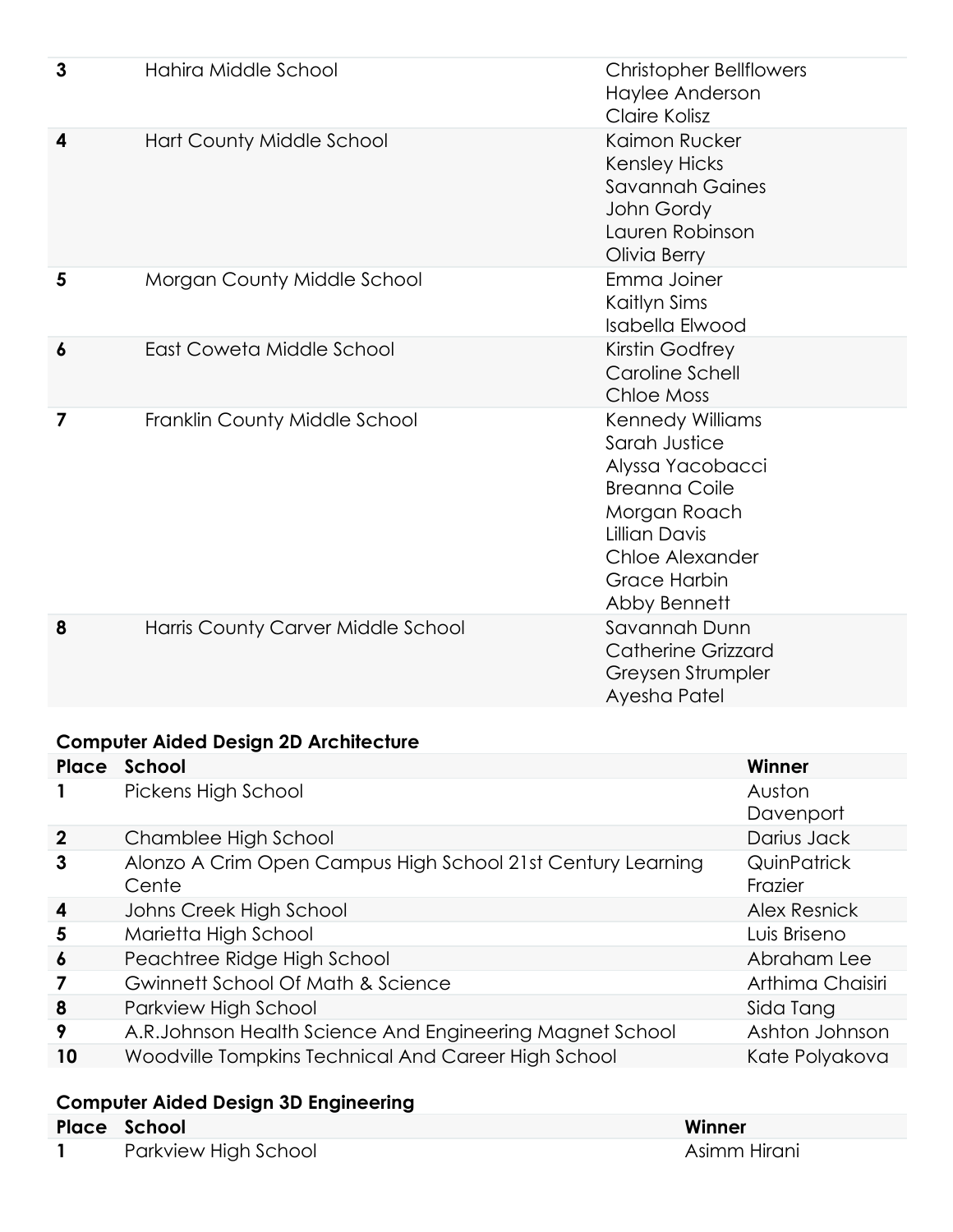| Place | School | Winner |
|---|---|---|
| 3 | Hahira Middle School | Christopher Bellflowers<br>Haylee Anderson<br>Claire Kolisz |
| 4 | Hart County Middle School | Kaimon Rucker<br>Kensley Hicks<br>Savannah Gaines<br>John Gordy<br>Lauren Robinson<br>Olivia Berry |
| 5 | Morgan County Middle School | Emma Joiner<br>Kaitlyn Sims<br>Isabella Elwood |
| 6 | East Coweta Middle School | Kirstin Godfrey<br>Caroline Schell<br>Chloe Moss |
| 7 | Franklin County Middle School | Kennedy Williams<br>Sarah Justice<br>Alyssa Yacobacci<br>Breanna Coile<br>Morgan Roach<br>Lillian Davis<br>Chloe Alexander<br>Grace Harbin<br>Abby Bennett |
| 8 | Harris County Carver Middle School | Savannah Dunn<br>Catherine Grizzard<br>Greysen Strumpler<br>Ayesha Patel |

**Computer Aided Design 2D Architecture**

| Place | School | Winner |
|---|---|---|
| 1 | Pickens High School | Auston Davenport |
| 2 | Chamblee High School | Darius Jack |
| 3 | Alonzo A Crim Open Campus High School 21st Century Learning Cente | QuinPatrick Frazier |
| 4 | Johns Creek High School | Alex Resnick |
| 5 | Marietta High School | Luis Briseno |
| 6 | Peachtree Ridge High School | Abraham Lee |
| 7 | Gwinnett School Of Math & Science | Arthima Chaisiri |
| 8 | Parkview High School | Sida Tang |
| 9 | A.R.Johnson Health Science And Engineering Magnet School | Ashton Johnson |
| 10 | Woodville Tompkins Technical And Career High School | Kate Polyakova |

**Computer Aided Design 3D Engineering**

| Place | School | Winner |
|---|---|---|
| 1 | Parkview High School | Asimm Hirani |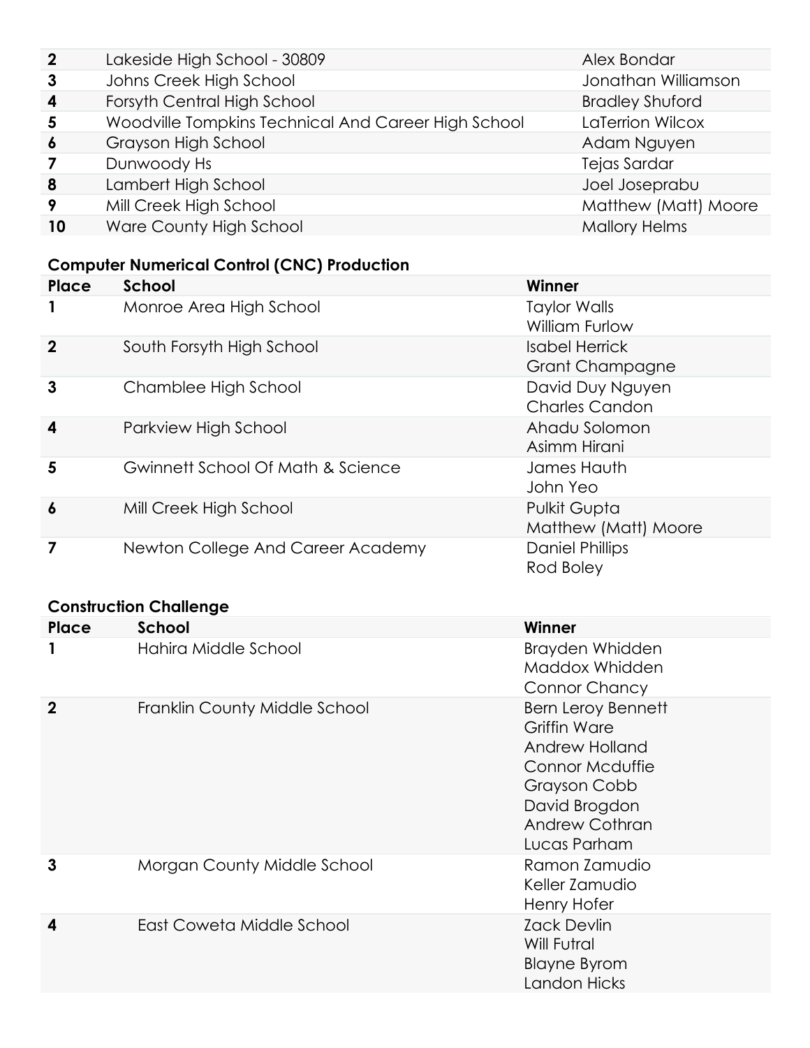| | | |
|---|---|---|
| **2** | Lakeside High School - 30809 | Alex Bondar |
| **3** | Johns Creek High School | Jonathan Williamson |
| **4** | Forsyth Central High School | Bradley Shuford |
| **5** | Woodville Tompkins Technical And Career High School | LaTerrion Wilcox |
| **6** | Grayson High School | Adam Nguyen |
| **7** | Dunwoody Hs | Tejas Sardar |
| **8** | Lambert High School | Joel Joseprabu |
| **9** | Mill Creek High School | Matthew (Matt) Moore |
| **10** | Ware County High School | Mallory Helms |

### Computer Numerical Control (CNC) Production

| Place | School | Winner |
|---|---|---|
| **1** | Monroe Area High School | Taylor Walls<br>William Furlow |
| **2** | South Forsyth High School | Isabel Herrick<br>Grant Champagne |
| **3** | Chamblee High School | David Duy Nguyen<br>Charles Candon |
| **4** | Parkview High School | Ahadu Solomon<br>Asimm Hirani |
| **5** | Gwinnett School Of Math & Science | James Hauth<br>John Yeo |
| **6** | Mill Creek High School | Pulkit Gupta<br>Matthew (Matt) Moore |
| **7** | Newton College And Career Academy | Daniel Phillips<br>Rod Boley |

### Construction Challenge

| Place | School | Winner |
|---|---|---|
| **1** | Hahira Middle School | Brayden Whidden<br>Maddox Whidden<br>Connor Chancy |
| **2** | Franklin County Middle School | Bern Leroy Bennett<br>Griffin Ware<br>Andrew Holland<br>Connor Mcduffie<br>Grayson Cobb<br>David Brogdon<br>Andrew Cothran<br>Lucas Parham |
| **3** | Morgan County Middle School | Ramon Zamudio<br>Keller Zamudio<br>Henry Hofer |
| **4** | East Coweta Middle School | Zack Devlin<br>Will Futral<br>Blayne Byrom<br>Landon Hicks |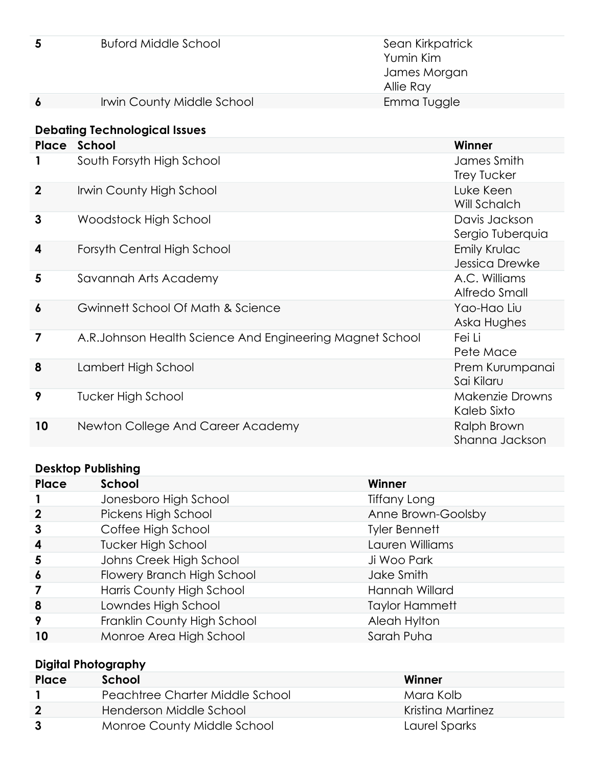| Place | School | Winner |
|---|---|---|
| 5 | Buford Middle School | Sean Kirkpatrick<br>Yumin Kim<br>James Morgan<br>Allie Ray |
| 6 | Irwin County Middle School | Emma Tuggle |

**Debating Technological Issues**

| Place | School | Winner |
|---|---|---|
| 1 | South Forsyth High School | James Smith<br>Trey Tucker |
| 2 | Irwin County High School | Luke Keen<br>Will Schalch |
| 3 | Woodstock High School | Davis Jackson<br>Sergio Tuberquia |
| 4 | Forsyth Central High School | Emily Krulac<br>Jessica Drewke |
| 5 | Savannah Arts Academy | A.C. Williams<br>Alfredo Small |
| 6 | Gwinnett School Of Math & Science | Yao-Hao Liu<br>Aska Hughes |
| 7 | A.R.Johnson Health Science And Engineering Magnet School | Fei Li<br>Pete Mace |
| 8 | Lambert High School | Prem Kurumpanai<br>Sai Kilaru |
| 9 | Tucker High School | Makenzie Drowns<br>Kaleb Sixto |
| 10 | Newton College And Career Academy | Ralph Brown<br>Shanna Jackson |

**Desktop Publishing**

| Place | School | Winner |
|---|---|---|
| 1 | Jonesboro High School | Tiffany Long |
| 2 | Pickens High School | Anne Brown-Goolsby |
| 3 | Coffee High School | Tyler Bennett |
| 4 | Tucker High School | Lauren Williams |
| 5 | Johns Creek High School | Ji Woo Park |
| 6 | Flowery Branch High School | Jake Smith |
| 7 | Harris County High School | Hannah Willard |
| 8 | Lowndes High School | Taylor Hammett |
| 9 | Franklin County High School | Aleah Hylton |
| 10 | Monroe Area High School | Sarah Puha |

**Digital Photography**

| Place | School | Winner |
|---|---|---|
| 1 | Peachtree Charter Middle School | Mara Kolb |
| 2 | Henderson Middle School | Kristina Martinez |
| 3 | Monroe County Middle School | Laurel Sparks |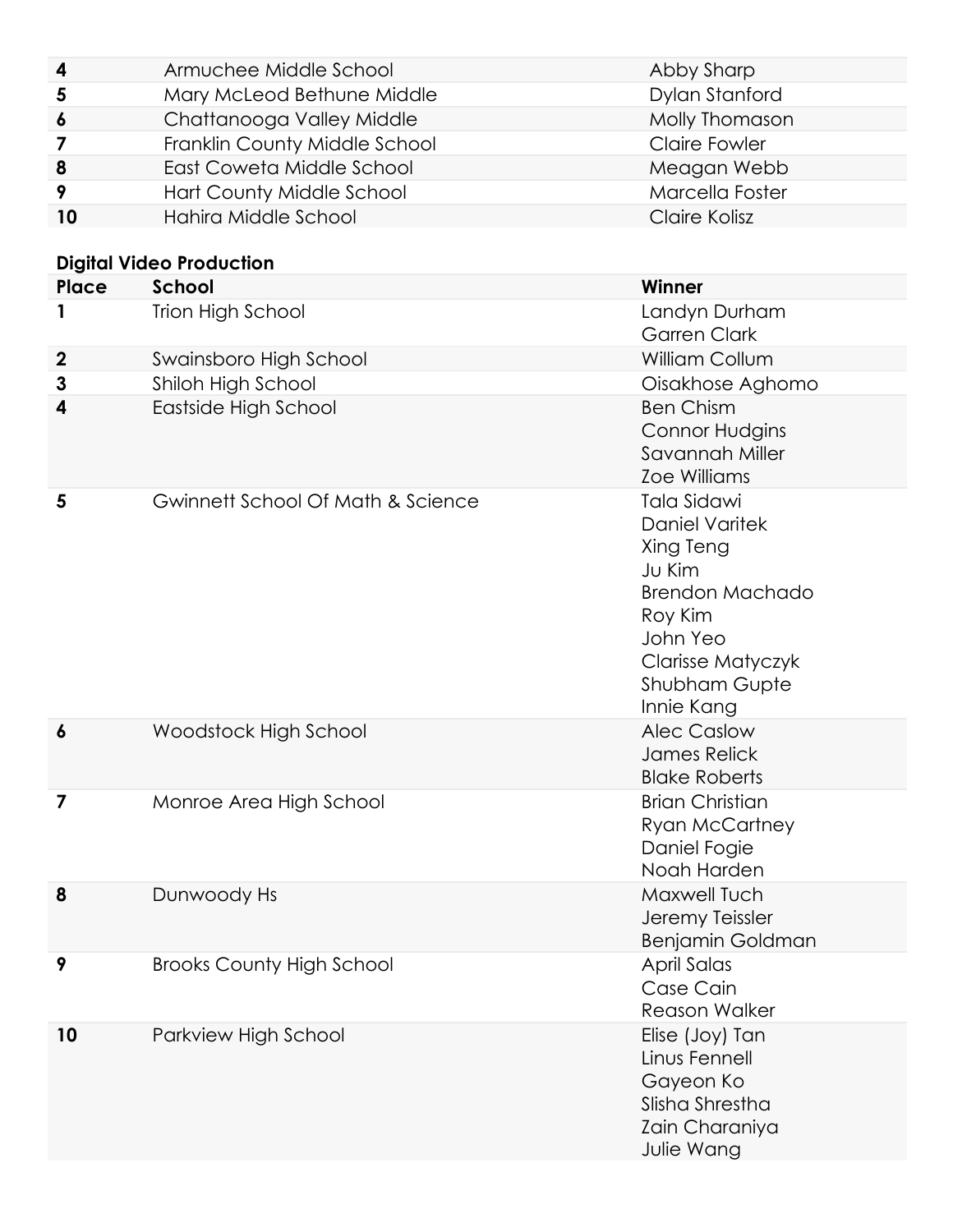| | | |
|---|---|---|
| 4 | Armuchee Middle School | Abby Sharp |
| 5 | Mary McLeod Bethune Middle | Dylan Stanford |
| 6 | Chattanooga Valley Middle | Molly Thomason |
| 7 | Franklin County Middle School | Claire Fowler |
| 8 | East Coweta Middle School | Meagan Webb |
| 9 | Hart County Middle School | Marcella Foster |
| 10 | Hahira Middle School | Claire Kolisz |

**Digital Video Production**

| Place | School | Winner |
|---|---|---|
| 1 | Trion High School | Landyn Durham<br>Garren Clark |
| 2 | Swainsboro High School | William Collum |
| 3 | Shiloh High School | Oisakhose Aghomo |
| 4 | Eastside High School | Ben Chism<br>Connor Hudgins<br>Savannah Miller<br>Zoe Williams |
| 5 | Gwinnett School Of Math & Science | Tala Sidawi<br>Daniel Varitek<br>Xing Teng<br>Ju Kim<br>Brendon Machado<br>Roy Kim<br>John Yeo<br>Clarisse Matyczyk<br>Shubham Gupte<br>Innie Kang |
| 6 | Woodstock High School | Alec Caslow<br>James Relick<br>Blake Roberts |
| 7 | Monroe Area High School | Brian Christian<br>Ryan McCartney<br>Daniel Fogie<br>Noah Harden |
| 8 | Dunwoody Hs | Maxwell Tuch<br>Jeremy Teissler<br>Benjamin Goldman |
| 9 | Brooks County High School | April Salas<br>Case Cain<br>Reason Walker |
| 10 | Parkview High School | Elise (Joy) Tan<br>Linus Fennell<br>Gayeon Ko<br>Slisha Shrestha<br>Zain Charaniya<br>Julie Wang |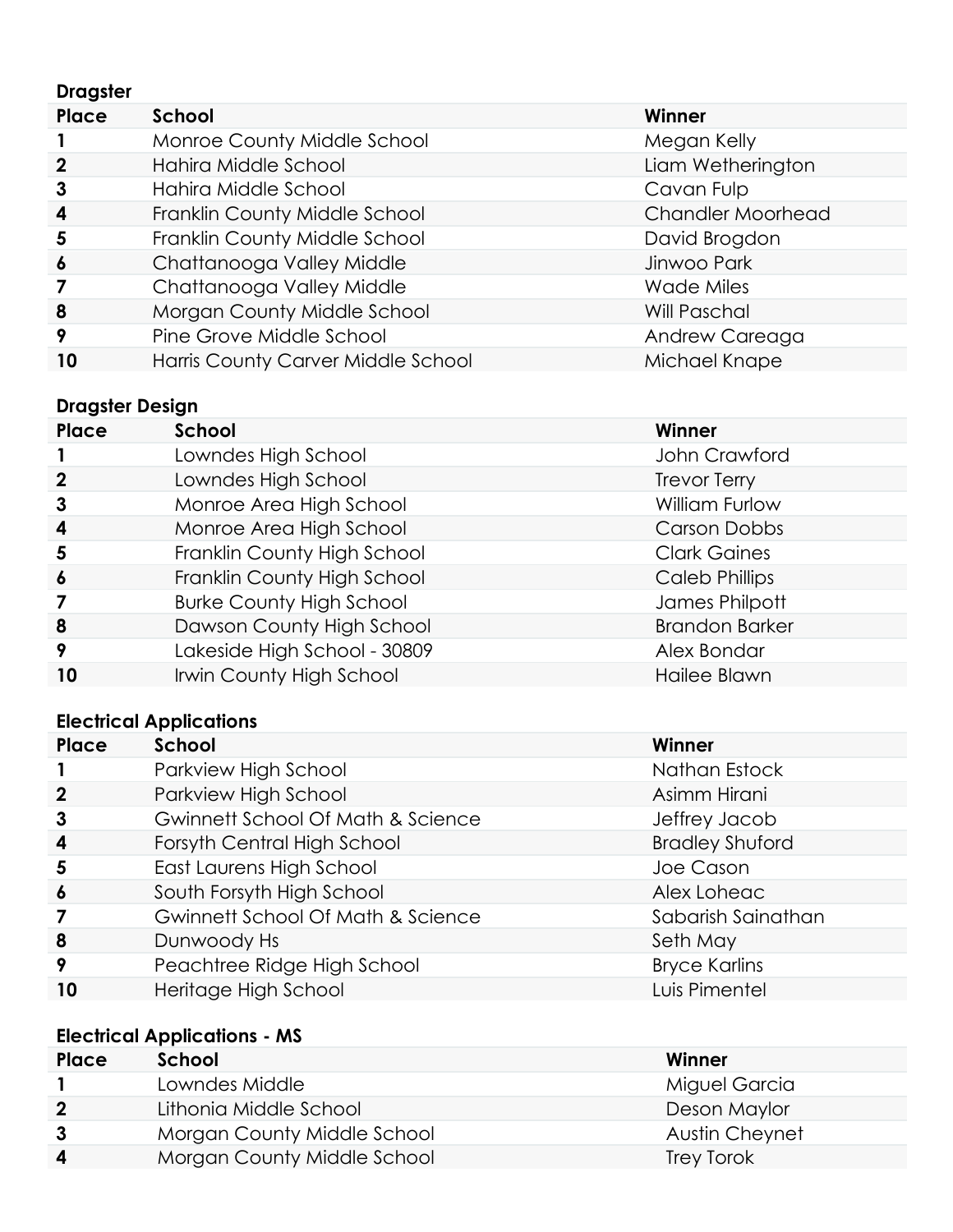**Dragster**

| Place | School | Winner |
|---|---|---|
| 1 | Monroe County Middle School | Megan Kelly |
| 2 | Hahira Middle School | Liam Wetherington |
| 3 | Hahira Middle School | Cavan Fulp |
| 4 | Franklin County Middle School | Chandler Moorhead |
| 5 | Franklin County Middle School | David Brogdon |
| 6 | Chattanooga Valley Middle | Jinwoo Park |
| 7 | Chattanooga Valley Middle | Wade Miles |
| 8 | Morgan County Middle School | Will Paschal |
| 9 | Pine Grove Middle School | Andrew Careaga |
| 10 | Harris County Carver Middle School | Michael Knape |

**Dragster Design**

| Place | School | Winner |
|---|---|---|
| 1 | Lowndes High School | John Crawford |
| 2 | Lowndes High School | Trevor Terry |
| 3 | Monroe Area High School | William Furlow |
| 4 | Monroe Area High School | Carson Dobbs |
| 5 | Franklin County High School | Clark Gaines |
| 6 | Franklin County High School | Caleb Phillips |
| 7 | Burke County High School | James Philpott |
| 8 | Dawson County High School | Brandon Barker |
| 9 | Lakeside High School - 30809 | Alex Bondar |
| 10 | Irwin County High School | Hailee Blawn |

**Electrical Applications**

| Place | School | Winner |
|---|---|---|
| 1 | Parkview High School | Nathan Estock |
| 2 | Parkview High School | Asimm Hirani |
| 3 | Gwinnett School Of Math & Science | Jeffrey Jacob |
| 4 | Forsyth Central High School | Bradley Shuford |
| 5 | East Laurens High School | Joe Cason |
| 6 | South Forsyth High School | Alex Loheac |
| 7 | Gwinnett School Of Math & Science | Sabarish Sainathan |
| 8 | Dunwoody Hs | Seth May |
| 9 | Peachtree Ridge High School | Bryce Karlins |
| 10 | Heritage High School | Luis Pimentel |

**Electrical Applications - MS**

| Place | School | Winner |
|---|---|---|
| 1 | Lowndes Middle | Miguel Garcia |
| 2 | Lithonia Middle School | Deson Maylor |
| 3 | Morgan County Middle School | Austin Cheynet |
| 4 | Morgan County Middle School | Trey Torok |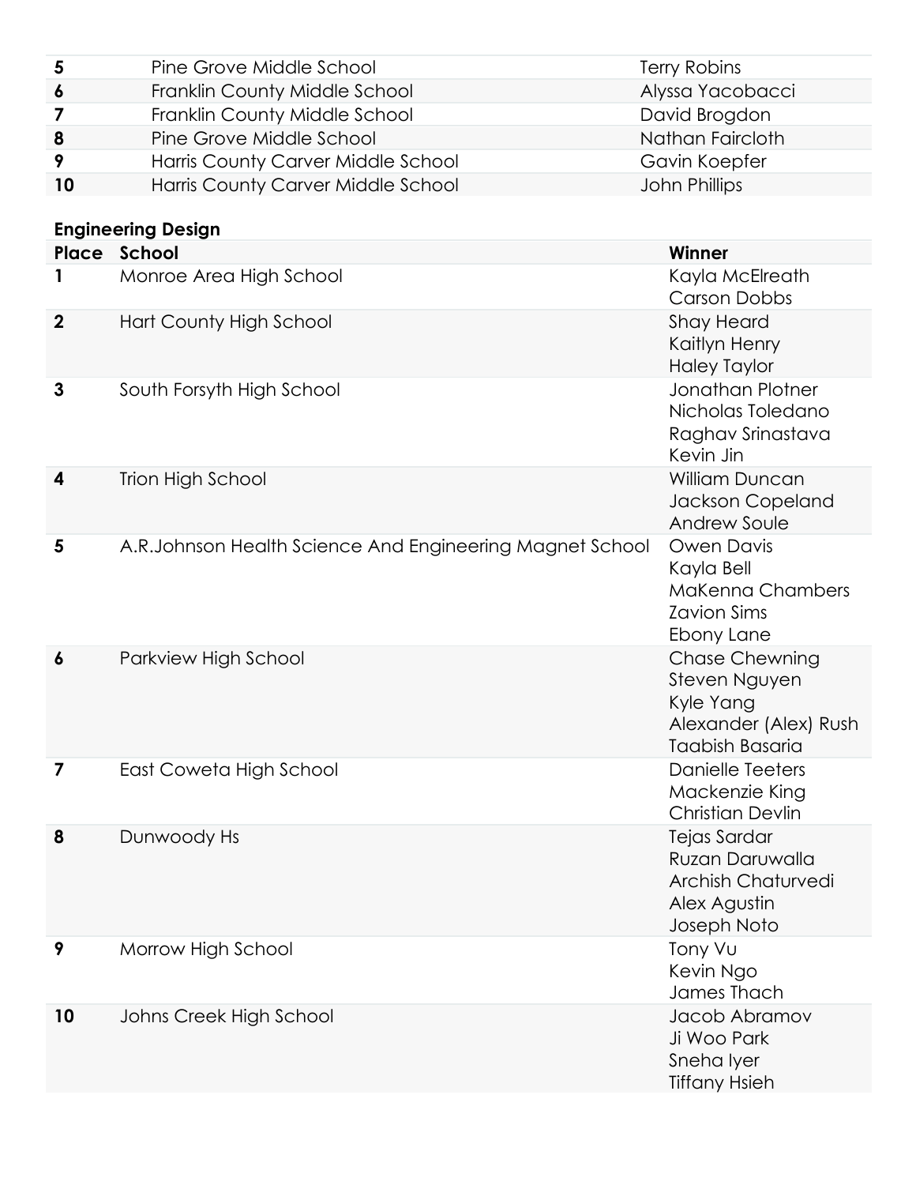| | | |
|---|---|---|
| **5** | Pine Grove Middle School | Terry Robins |
| **6** | Franklin County Middle School | Alyssa Yacobacci |
| **7** | Franklin County Middle School | David Brogdon |
| **8** | Pine Grove Middle School | Nathan Faircloth |
| **9** | Harris County Carver Middle School | Gavin Koepfer |
| **10** | Harris County Carver Middle School | John Phillips |

**Engineering Design**

| Place | School | Winner |
|---|---|---|
| **1** | Monroe Area High School | Kayla McElreath<br>Carson Dobbs |
| **2** | Hart County High School | Shay Heard<br>Kaitlyn Henry<br>Haley Taylor |
| **3** | South Forsyth High School | Jonathan Plotner<br>Nicholas Toledano<br>Raghav Srinastava<br>Kevin Jin |
| **4** | Trion High School | William Duncan<br>Jackson Copeland<br>Andrew Soule |
| **5** | A.R.Johnson Health Science And Engineering Magnet School | Owen Davis<br>Kayla Bell<br>MaKenna Chambers<br>Zavion Sims<br>Ebony Lane |
| **6** | Parkview High School | Chase Chewning<br>Steven Nguyen<br>Kyle Yang<br>Alexander (Alex) Rush<br>Taabish Basaria |
| **7** | East Coweta High School | Danielle Teeters<br>Mackenzie King<br>Christian Devlin |
| **8** | Dunwoody Hs | Tejas Sardar<br>Ruzan Daruwalla<br>Archish Chaturvedi<br>Alex Agustin<br>Joseph Noto |
| **9** | Morrow High School | Tony Vu<br>Kevin Ngo<br>James Thach |
| **10** | Johns Creek High School | Jacob Abramov<br>Ji Woo Park<br>Sneha Iyer<br>Tiffany Hsieh |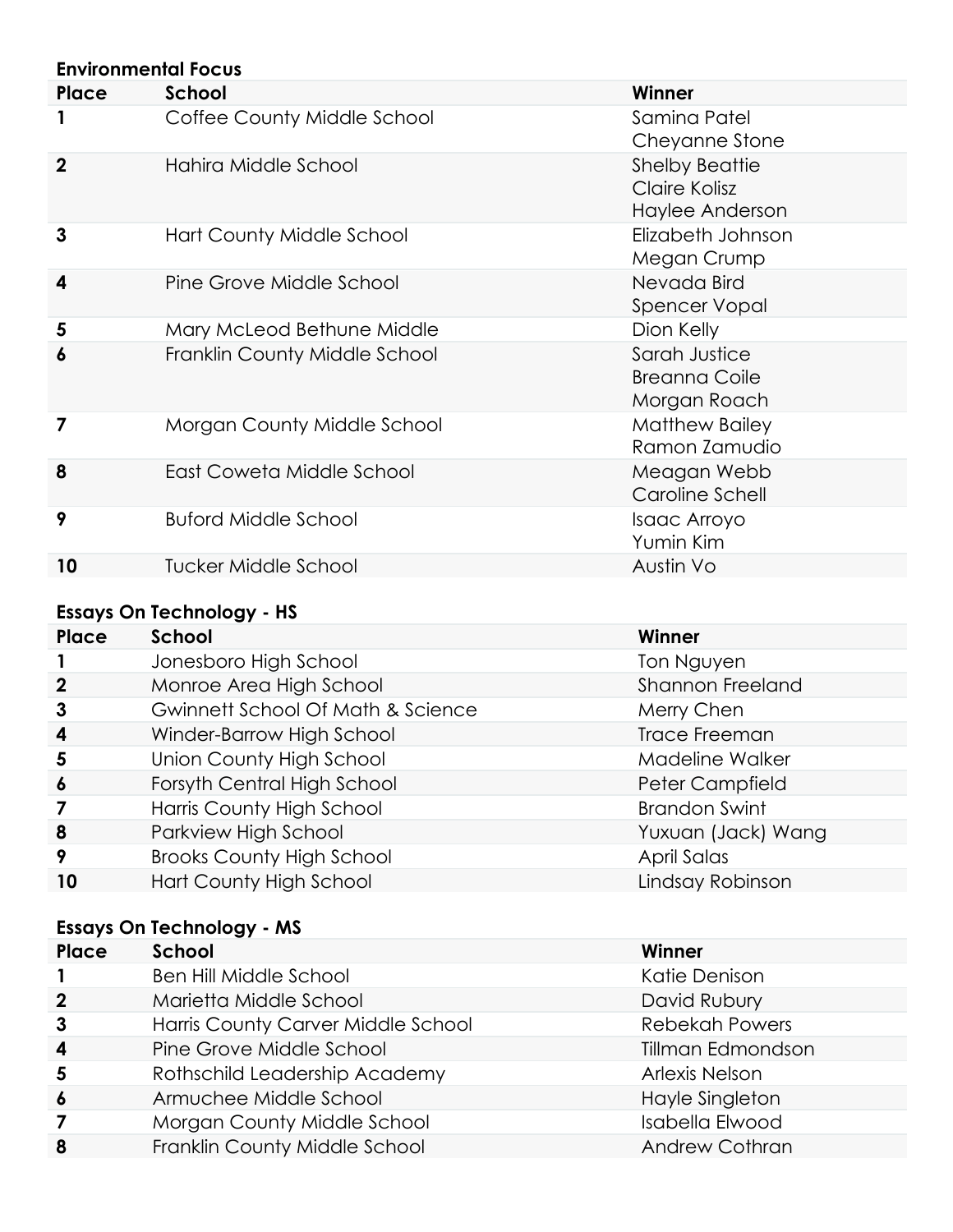**Environmental Focus**

| Place | School | Winner |
|---|---|---|
| 1 | Coffee County Middle School | Samina Patel<br>Cheyanne Stone |
| 2 | Hahira Middle School | Shelby Beattie<br>Claire Kolisz<br>Haylee Anderson |
| 3 | Hart County Middle School | Elizabeth Johnson<br>Megan Crump |
| 4 | Pine Grove Middle School | Nevada Bird<br>Spencer Vopal |
| 5 | Mary McLeod Bethune Middle | Dion Kelly |
| 6 | Franklin County Middle School | Sarah Justice<br>Breanna Coile<br>Morgan Roach |
| 7 | Morgan County Middle School | Matthew Bailey<br>Ramon Zamudio |
| 8 | East Coweta Middle School | Meagan Webb<br>Caroline Schell |
| 9 | Buford Middle School | Isaac Arroyo<br>Yumin Kim |
| 10 | Tucker Middle School | Austin Vo |

**Essays On Technology - HS**

| Place | School | Winner |
|---|---|---|
| 1 | Jonesboro High School | Ton Nguyen |
| 2 | Monroe Area High School | Shannon Freeland |
| 3 | Gwinnett School Of Math & Science | Merry Chen |
| 4 | Winder-Barrow High School | Trace Freeman |
| 5 | Union County High School | Madeline Walker |
| 6 | Forsyth Central High School | Peter Campfield |
| 7 | Harris County High School | Brandon Swint |
| 8 | Parkview High School | Yuxuan (Jack) Wang |
| 9 | Brooks County High School | April Salas |
| 10 | Hart County High School | Lindsay Robinson |

**Essays On Technology - MS**

| Place | School | Winner |
|---|---|---|
| 1 | Ben Hill Middle School | Katie Denison |
| 2 | Marietta Middle School | David Rubury |
| 3 | Harris County Carver Middle School | Rebekah Powers |
| 4 | Pine Grove Middle School | Tillman Edmondson |
| 5 | Rothschild Leadership Academy | Arlexis Nelson |
| 6 | Armuchee Middle School | Hayle Singleton |
| 7 | Morgan County Middle School | Isabella Elwood |
| 8 | Franklin County Middle School | Andrew Cothran |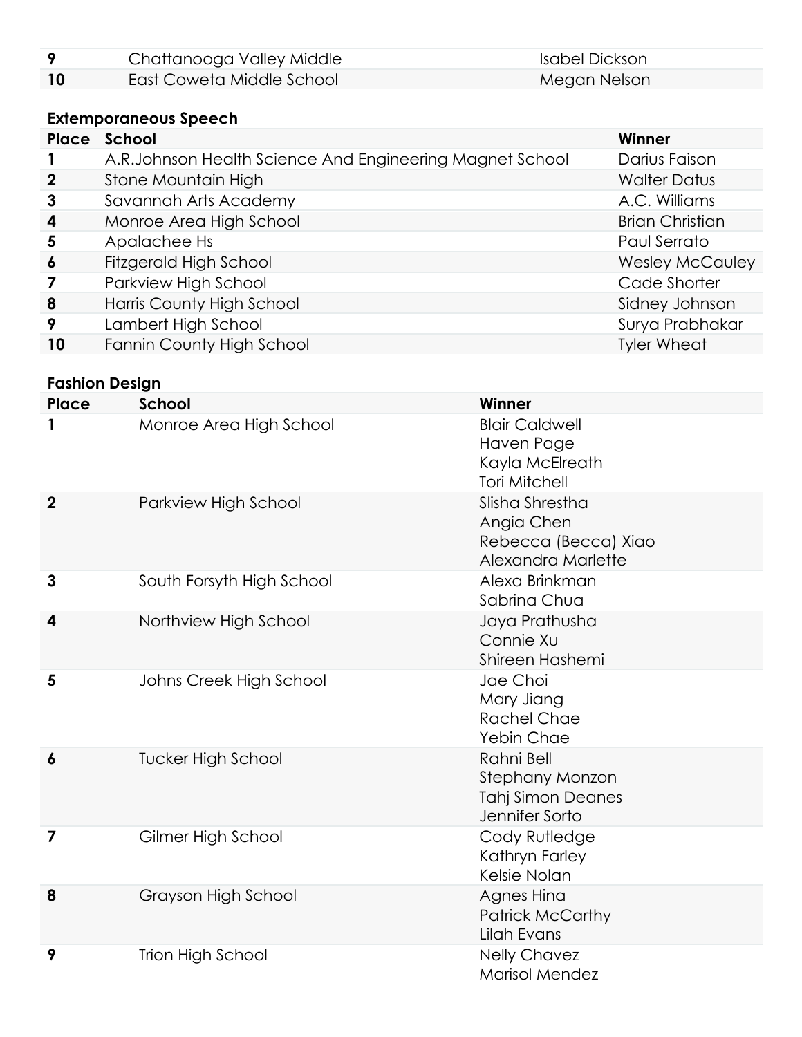| | | |
|---|---|---|
| **9** | Chattanooga Valley Middle | Isabel Dickson |
| **10** | East Coweta Middle School | Megan Nelson |

### Extemporaneous Speech

| Place | School | Winner |
|---|---|---|
| **1** | A.R.Johnson Health Science And Engineering Magnet School | Darius Faison |
| **2** | Stone Mountain High | Walter Datus |
| **3** | Savannah Arts Academy | A.C. Williams |
| **4** | Monroe Area High School | Brian Christian |
| **5** | Apalachee Hs | Paul Serrato |
| **6** | Fitzgerald High School | Wesley McCauley |
| **7** | Parkview High School | Cade Shorter |
| **8** | Harris County High School | Sidney Johnson |
| **9** | Lambert High School | Surya Prabhakar |
| **10** | Fannin County High School | Tyler Wheat |

### Fashion Design

| Place | School | Winner |
|---|---|---|
| **1** | Monroe Area High School | Blair Caldwell<br>Haven Page<br>Kayla McElreath<br>Tori Mitchell |
| **2** | Parkview High School | Slisha Shrestha<br>Angia Chen<br>Rebecca (Becca) Xiao<br>Alexandra Marlette |
| **3** | South Forsyth High School | Alexa Brinkman<br>Sabrina Chua |
| **4** | Northview High School | Jaya Prathusha<br>Connie Xu<br>Shireen Hashemi |
| **5** | Johns Creek High School | Jae Choi<br>Mary Jiang<br>Rachel Chae<br>Yebin Chae |
| **6** | Tucker High School | Rahni Bell<br>Stephany Monzon<br>Tahj Simon Deanes<br>Jennifer Sorto |
| **7** | Gilmer High School | Cody Rutledge<br>Kathryn Farley<br>Kelsie Nolan |
| **8** | Grayson High School | Agnes Hina<br>Patrick McCarthy<br>Lilah Evans |
| **9** | Trion High School | Nelly Chavez<br>Marisol Mendez |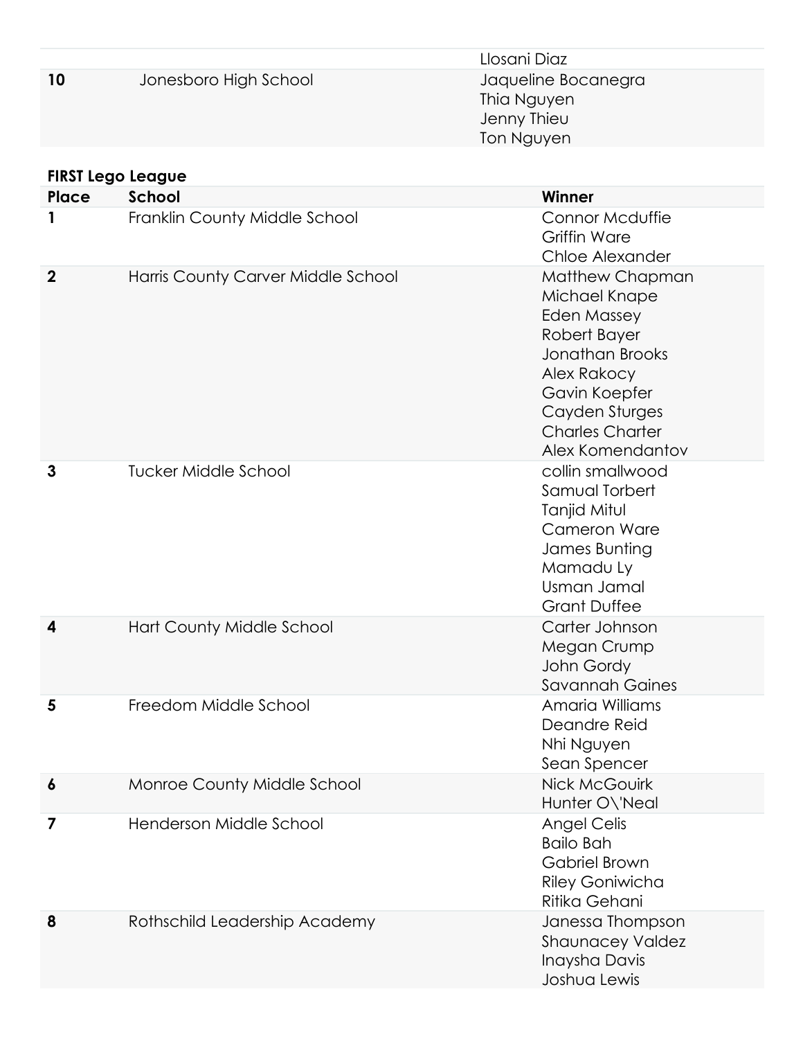| | | Llosani Diaz |
|---|---|---|
| **10** | Jonesboro High School | Jaqueline Bocanegra<br>Thia Nguyen<br>Jenny Thieu<br>Ton Nguyen |

**FIRST Lego League**

| Place | School | Winner |
|---|---|---|
| **1** | Franklin County Middle School | Connor Mcduffie<br>Griffin Ware<br>Chloe Alexander |
| **2** | Harris County Carver Middle School | Matthew Chapman<br>Michael Knape<br>Eden Massey<br>Robert Bayer<br>Jonathan Brooks<br>Alex Rakocy<br>Gavin Koepfer<br>Cayden Sturges<br>Charles Charter<br>Alex Komendantov |
| **3** | Tucker Middle School | collin smallwood<br>Samual Torbert<br>Tanjid Mitul<br>Cameron Ware<br>James Bunting<br>Mamadu Ly<br>Usman Jamal<br>Grant Duffee |
| **4** | Hart County Middle School | Carter Johnson<br>Megan Crump<br>John Gordy<br>Savannah Gaines |
| **5** | Freedom Middle School | Amaria Williams<br>Deandre Reid<br>Nhi Nguyen<br>Sean Spencer |
| **6** | Monroe County Middle School | Nick McGouirk<br>Hunter O\'Neal |
| **7** | Henderson Middle School | Angel Celis<br>Bailo Bah<br>Gabriel Brown<br>Riley Goniwicha<br>Ritika Gehani |
| **8** | Rothschild Leadership Academy | Janessa Thompson<br>Shaunacey Valdez<br>Inaysha Davis<br>Joshua Lewis |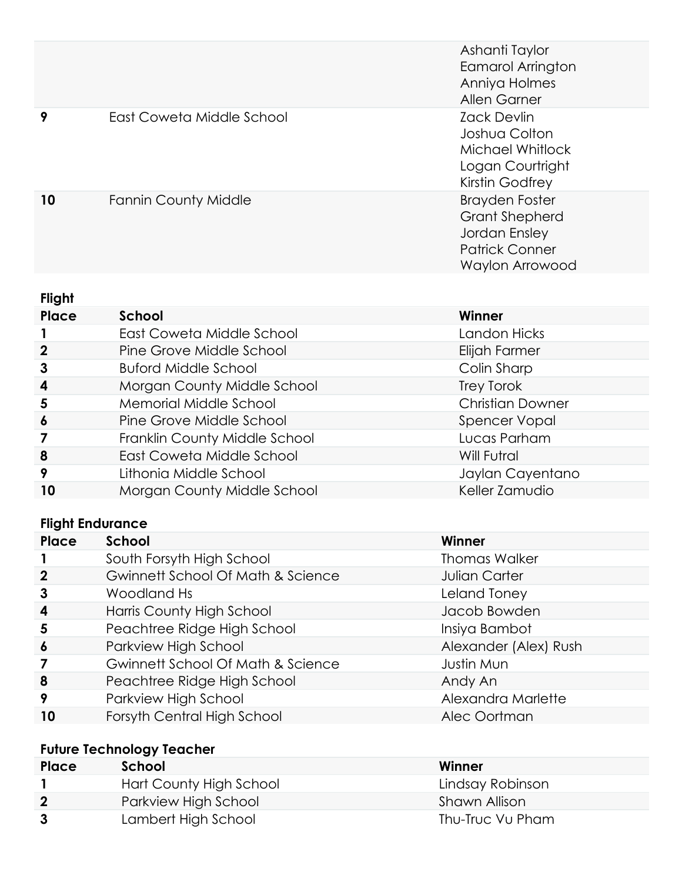| | | |
|---|---|---|
| | | Ashanti Taylor<br>Eamarol Arrington<br>Anniya Holmes<br>Allen Garner |
| **9** | East Coweta Middle School | Zack Devlin<br>Joshua Colton<br>Michael Whitlock<br>Logan Courtright<br>Kirstin Godfrey |
| **10** | Fannin County Middle | Brayden Foster<br>Grant Shepherd<br>Jordan Ensley<br>Patrick Conner<br>Waylon Arrowood |

**Flight**

| Place | School | Winner |
|---|---|---|
| **1** | East Coweta Middle School | Landon Hicks |
| **2** | Pine Grove Middle School | Elijah Farmer |
| **3** | Buford Middle School | Colin Sharp |
| **4** | Morgan County Middle School | Trey Torok |
| **5** | Memorial Middle School | Christian Downer |
| **6** | Pine Grove Middle School | Spencer Vopal |
| **7** | Franklin County Middle School | Lucas Parham |
| **8** | East Coweta Middle School | Will Futral |
| **9** | Lithonia Middle School | Jaylan Cayentano |
| **10** | Morgan County Middle School | Keller Zamudio |

**Flight Endurance**

| Place | School | Winner |
|---|---|---|
| **1** | South Forsyth High School | Thomas Walker |
| **2** | Gwinnett School Of Math & Science | Julian Carter |
| **3** | Woodland Hs | Leland Toney |
| **4** | Harris County High School | Jacob Bowden |
| **5** | Peachtree Ridge High School | Insiya Bambot |
| **6** | Parkview High School | Alexander (Alex) Rush |
| **7** | Gwinnett School Of Math & Science | Justin Mun |
| **8** | Peachtree Ridge High School | Andy An |
| **9** | Parkview High School | Alexandra Marlette |
| **10** | Forsyth Central High School | Alec Oortman |

**Future Technology Teacher**

| Place | School | Winner |
|---|---|---|
| **1** | Hart County High School | Lindsay Robinson |
| **2** | Parkview High School | Shawn Allison |
| **3** | Lambert High School | Thu-Truc Vu Pham |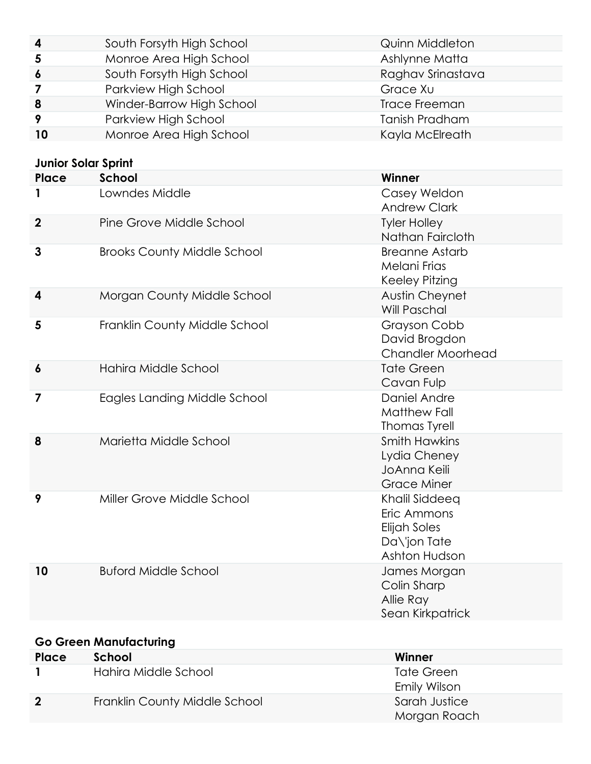| | | |
|---|---|---|
| **4** | South Forsyth High School | Quinn Middleton |
| **5** | Monroe Area High School | Ashlynne Matta |
| **6** | South Forsyth High School | Raghav Srinastava |
| **7** | Parkview High School | Grace Xu |
| **8** | Winder-Barrow High School | Trace Freeman |
| **9** | Parkview High School | Tanish Pradham |
| **10** | Monroe Area High School | Kayla McElreath |

**Junior Solar Sprint**

| Place | School | Winner |
|---|---|---|
| **1** | Lowndes Middle | Casey Weldon<br>Andrew Clark |
| **2** | Pine Grove Middle School | Tyler Holley<br>Nathan Faircloth |
| **3** | Brooks County Middle School | Breanne Astarb<br>Melani Frias<br>Keeley Pitzing |
| **4** | Morgan County Middle School | Austin Cheynet<br>Will Paschal |
| **5** | Franklin County Middle School | Grayson Cobb<br>David Brogdon<br>Chandler Moorhead |
| **6** | Hahira Middle School | Tate Green<br>Cavan Fulp |
| **7** | Eagles Landing Middle School | Daniel Andre<br>Matthew Fall<br>Thomas Tyrell |
| **8** | Marietta Middle School | Smith Hawkins<br>Lydia Cheney<br>JoAnna Keili<br>Grace Miner |
| **9** | Miller Grove Middle School | Khalil Siddeeq<br>Eric Ammons<br>Elijah Soles<br>Da\'jon Tate<br>Ashton Hudson |
| **10** | Buford Middle School | James Morgan<br>Colin Sharp<br>Allie Ray<br>Sean Kirkpatrick |

**Go Green Manufacturing**

| Place | School | Winner |
|---|---|---|
| **1** | Hahira Middle School | Tate Green<br>Emily Wilson |
| **2** | Franklin County Middle School | Sarah Justice<br>Morgan Roach |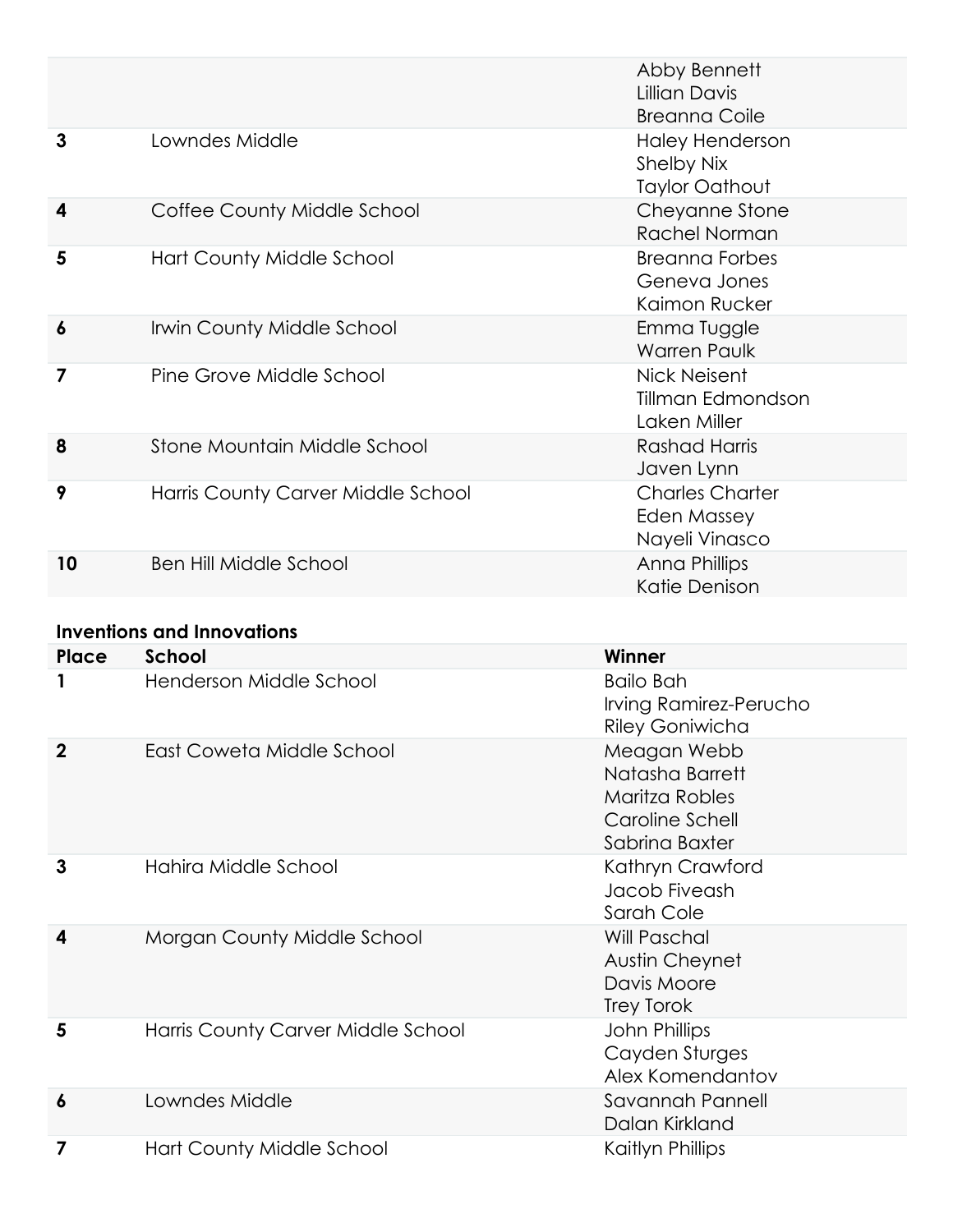| Place | School | Winner |
|---|---|---|
| | | Abby Bennett<br>Lillian Davis<br>Breanna Coile |
| 3 | Lowndes Middle | Haley Henderson<br>Shelby Nix<br>Taylor Oathout |
| 4 | Coffee County Middle School | Cheyanne Stone<br>Rachel Norman |
| 5 | Hart County Middle School | Breanna Forbes<br>Geneva Jones<br>Kaimon Rucker |
| 6 | Irwin County Middle School | Emma Tuggle<br>Warren Paulk |
| 7 | Pine Grove Middle School | Nick Neisent<br>Tillman Edmondson<br>Laken Miller |
| 8 | Stone Mountain Middle School | Rashad Harris<br>Javen Lynn |
| 9 | Harris County Carver Middle School | Charles Charter<br>Eden Massey<br>Nayeli Vinasco |
| 10 | Ben Hill Middle School | Anna Phillips<br>Katie Denison |

**Inventions and Innovations**

| Place | School | Winner |
|---|---|---|
| 1 | Henderson Middle School | Bailo Bah<br>Irving Ramirez-Perucho<br>Riley Goniwicha |
| 2 | East Coweta Middle School | Meagan Webb<br>Natasha Barrett<br>Maritza Robles<br>Caroline Schell<br>Sabrina Baxter |
| 3 | Hahira Middle School | Kathryn Crawford<br>Jacob Fiveash<br>Sarah Cole |
| 4 | Morgan County Middle School | Will Paschal<br>Austin Cheynet<br>Davis Moore<br>Trey Torok |
| 5 | Harris County Carver Middle School | John Phillips<br>Cayden Sturges<br>Alex Komendantov |
| 6 | Lowndes Middle | Savannah Pannell<br>Dalan Kirkland |
| 7 | Hart County Middle School | Kaitlyn Phillips |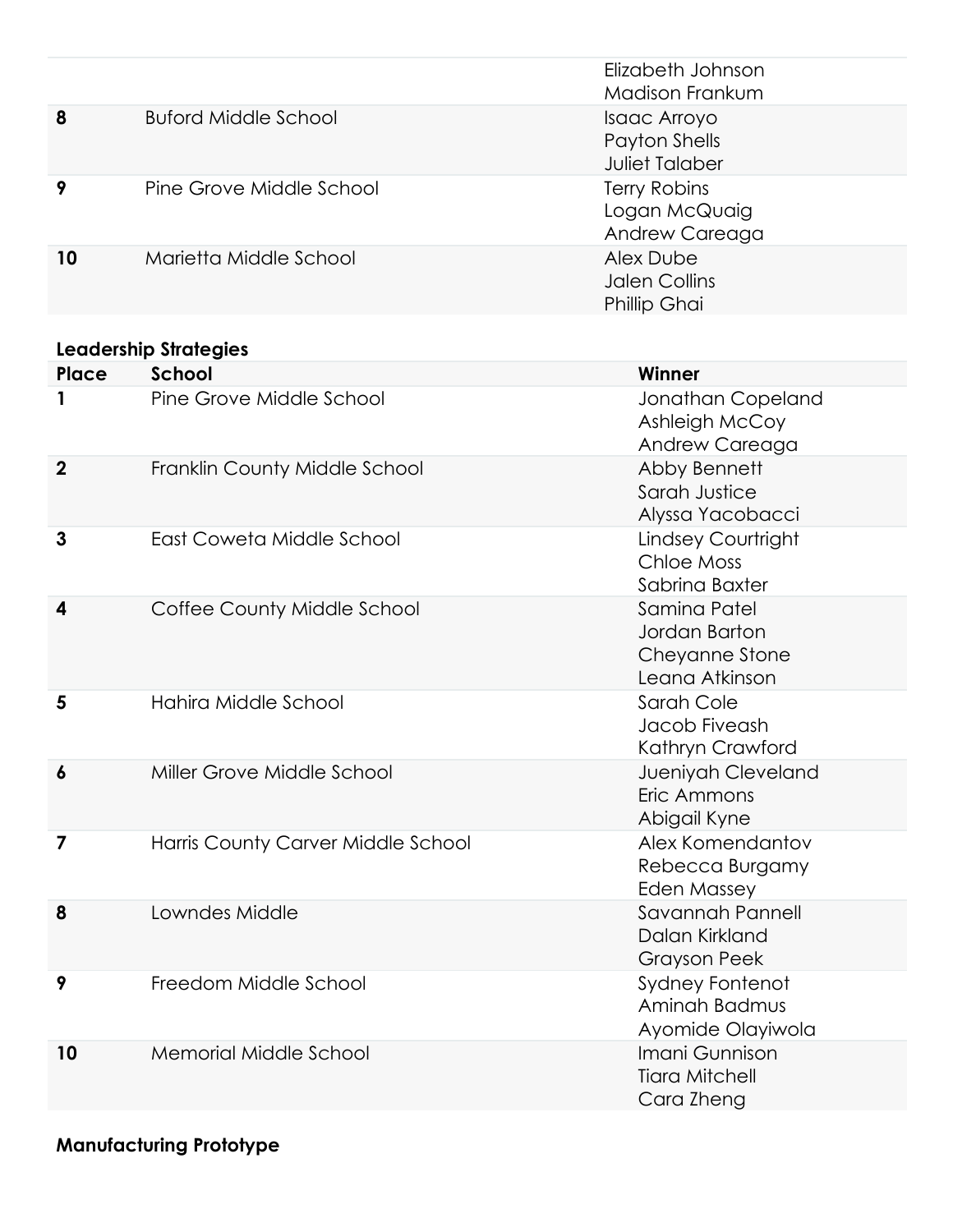| | | |
|---|---|---|
| | | Elizabeth Johnson<br>Madison Frankum |
| **8** | Buford Middle School | Isaac Arroyo<br>Payton Shells<br>Juliet Talaber |
| **9** | Pine Grove Middle School | Terry Robins<br>Logan McQuaig<br>Andrew Careaga |
| **10** | Marietta Middle School | Alex Dube<br>Jalen Collins<br>Phillip Ghai |

**Leadership Strategies**

| Place | School | Winner |
|---|---|---|
| **1** | Pine Grove Middle School | Jonathan Copeland<br>Ashleigh McCoy<br>Andrew Careaga |
| **2** | Franklin County Middle School | Abby Bennett<br>Sarah Justice<br>Alyssa Yacobacci |
| **3** | East Coweta Middle School | Lindsey Courtright<br>Chloe Moss<br>Sabrina Baxter |
| **4** | Coffee County Middle School | Samina Patel<br>Jordan Barton<br>Cheyanne Stone<br>Leana Atkinson |
| **5** | Hahira Middle School | Sarah Cole<br>Jacob Fiveash<br>Kathryn Crawford |
| **6** | Miller Grove Middle School | Jueniyah Cleveland<br>Eric Ammons<br>Abigail Kyne |
| **7** | Harris County Carver Middle School | Alex Komendantov<br>Rebecca Burgamy<br>Eden Massey |
| **8** | Lowndes Middle | Savannah Pannell<br>Dalan Kirkland<br>Grayson Peek |
| **9** | Freedom Middle School | Sydney Fontenot<br>Aminah Badmus<br>Ayomide Olayiwola |
| **10** | Memorial Middle School | Imani Gunnison<br>Tiara Mitchell<br>Cara Zheng |

**Manufacturing Prototype**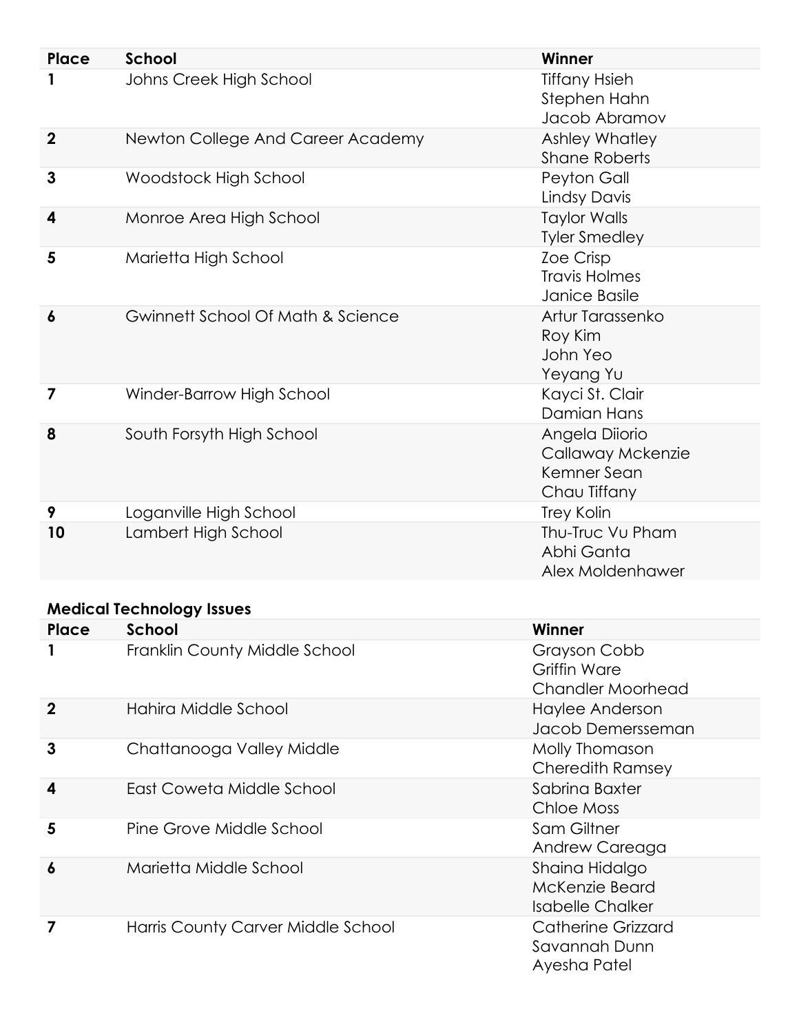| Place | School | Winner |
|---|---|---|
| 1 | Johns Creek High School | Tiffany Hsieh<br>Stephen Hahn<br>Jacob Abramov |
| 2 | Newton College And Career Academy | Ashley Whatley<br>Shane Roberts |
| 3 | Woodstock High School | Peyton Gall<br>Lindsy Davis |
| 4 | Monroe Area High School | Taylor Walls<br>Tyler Smedley |
| 5 | Marietta High School | Zoe Crisp<br>Travis Holmes<br>Janice Basile |
| 6 | Gwinnett School Of Math & Science | Artur Tarassenko<br>Roy Kim<br>John Yeo<br>Yeyang Yu |
| 7 | Winder-Barrow High School | Kayci St. Clair<br>Damian Hans |
| 8 | South Forsyth High School | Angela Diiorio<br>Callaway Mckenzie<br>Kemner Sean<br>Chau Tiffany |
| 9 | Loganville High School | Trey Kolin |
| 10 | Lambert High School | Thu-Truc Vu Pham<br>Abhi Ganta<br>Alex Moldenhawer |

**Medical Technology Issues**

| Place | School | Winner |
|---|---|---|
| 1 | Franklin County Middle School | Grayson Cobb<br>Griffin Ware<br>Chandler Moorhead |
| 2 | Hahira Middle School | Haylee Anderson<br>Jacob Demersseman |
| 3 | Chattanooga Valley Middle | Molly Thomason<br>Cheredith Ramsey |
| 4 | East Coweta Middle School | Sabrina Baxter<br>Chloe Moss |
| 5 | Pine Grove Middle School | Sam Giltner<br>Andrew Careaga |
| 6 | Marietta Middle School | Shaina Hidalgo<br>McKenzie Beard<br>Isabelle Chalker |
| 7 | Harris County Carver Middle School | Catherine Grizzard<br>Savannah Dunn<br>Ayesha Patel |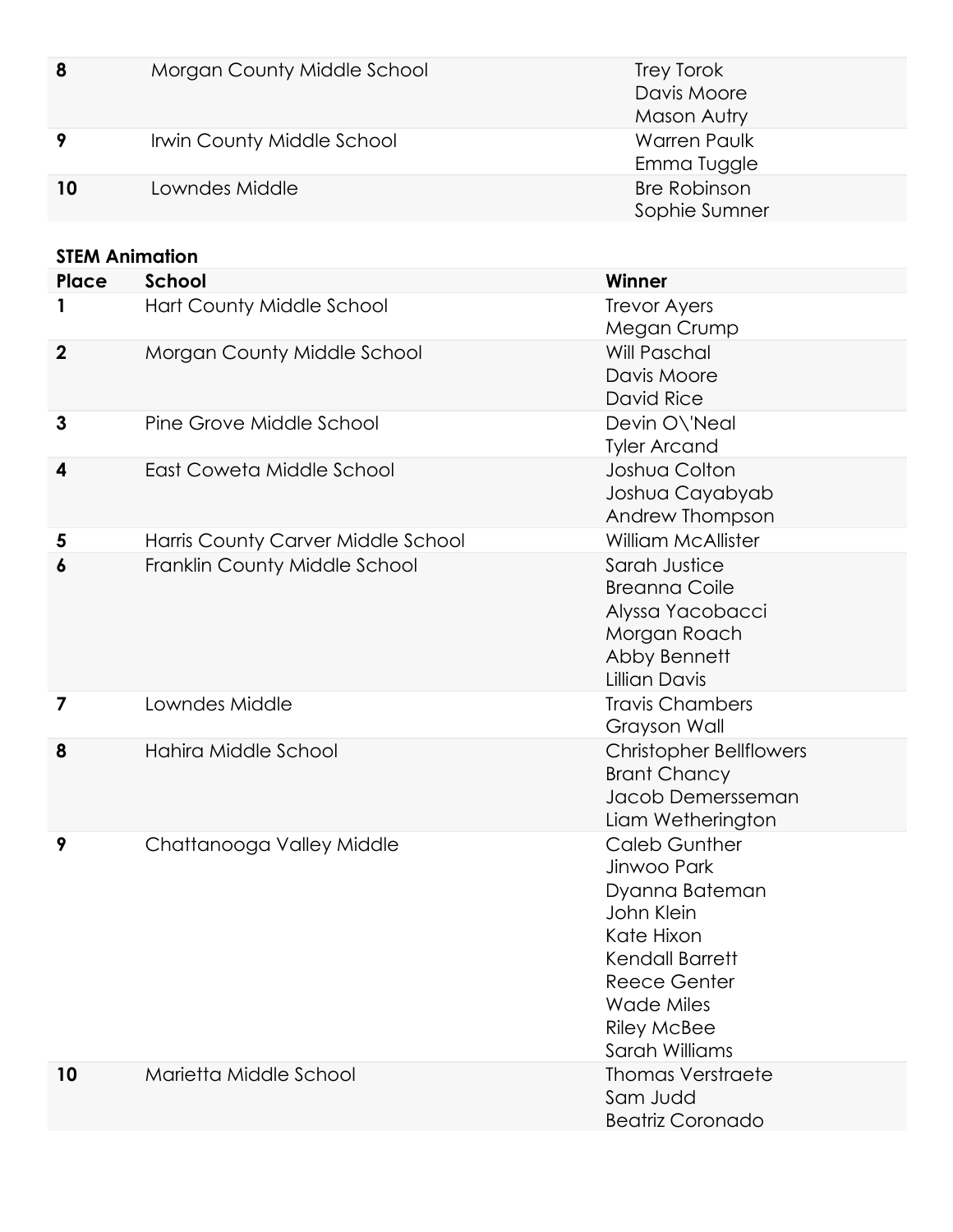| Place | School | Winner |
|---|---|---|
| 8 | Morgan County Middle School | Trey Torok<br>Davis Moore<br>Mason Autry |
| 9 | Irwin County Middle School | Warren Paulk<br>Emma Tuggle |
| 10 | Lowndes Middle | Bre Robinson<br>Sophie Sumner |

**STEM Animation**

| Place | School | Winner |
|---|---|---|
| 1 | Hart County Middle School | Trevor Ayers<br>Megan Crump |
| 2 | Morgan County Middle School | Will Paschal<br>Davis Moore<br>David Rice |
| 3 | Pine Grove Middle School | Devin O\'Neal<br>Tyler Arcand |
| 4 | East Coweta Middle School | Joshua Colton<br>Joshua Cayabyab<br>Andrew Thompson |
| 5 | Harris County Carver Middle School | William McAllister |
| 6 | Franklin County Middle School | Sarah Justice<br>Breanna Coile<br>Alyssa Yacobacci<br>Morgan Roach<br>Abby Bennett<br>Lillian Davis |
| 7 | Lowndes Middle | Travis Chambers<br>Grayson Wall |
| 8 | Hahira Middle School | Christopher Bellflowers<br>Brant Chancy<br>Jacob Demersseman<br>Liam Wetherington |
| 9 | Chattanooga Valley Middle | Caleb Gunther<br>Jinwoo Park<br>Dyanna Bateman<br>John Klein<br>Kate Hixon<br>Kendall Barrett<br>Reece Genter<br>Wade Miles<br>Riley McBee<br>Sarah Williams |
| 10 | Marietta Middle School | Thomas Verstraete<br>Sam Judd<br>Beatriz Coronado |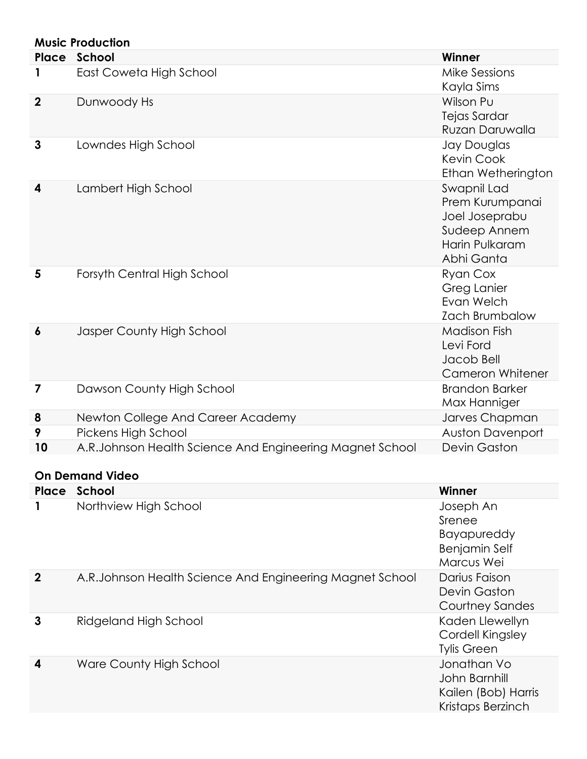**Music Production**

| Place | School | Winner |
|---|---|---|
| 1 | East Coweta High School | Mike Sessions<br>Kayla Sims |
| 2 | Dunwoody Hs | Wilson Pu<br>Tejas Sardar<br>Ruzan Daruwalla |
| 3 | Lowndes High School | Jay Douglas<br>Kevin Cook<br>Ethan Wetherington |
| 4 | Lambert High School | Swapnil Lad<br>Prem Kurumpanai<br>Joel Joseprabu<br>Sudeep Annem<br>Harin Pulkaram<br>Abhi Ganta |
| 5 | Forsyth Central High School | Ryan Cox<br>Greg Lanier<br>Evan Welch<br>Zach Brumbalow |
| 6 | Jasper County High School | Madison Fish<br>Levi Ford<br>Jacob Bell<br>Cameron Whitener |
| 7 | Dawson County High School | Brandon Barker<br>Max Hanniger |
| 8 | Newton College And Career Academy | Jarves Chapman |
| 9 | Pickens High School | Auston Davenport |
| 10 | A.R.Johnson Health Science And Engineering Magnet School | Devin Gaston |

**On Demand Video**

| Place | School | Winner |
|---|---|---|
| 1 | Northview High School | Joseph An<br>Srenee Bayapureddy<br>Benjamin Self<br>Marcus Wei |
| 2 | A.R.Johnson Health Science And Engineering Magnet School | Darius Faison<br>Devin Gaston<br>Courtney Sandes |
| 3 | Ridgeland High School | Kaden Llewellyn<br>Cordell Kingsley<br>Tylis Green |
| 4 | Ware County High School | Jonathan Vo<br>John Barnhill<br>Kailen (Bob) Harris<br>Kristaps Berzinch |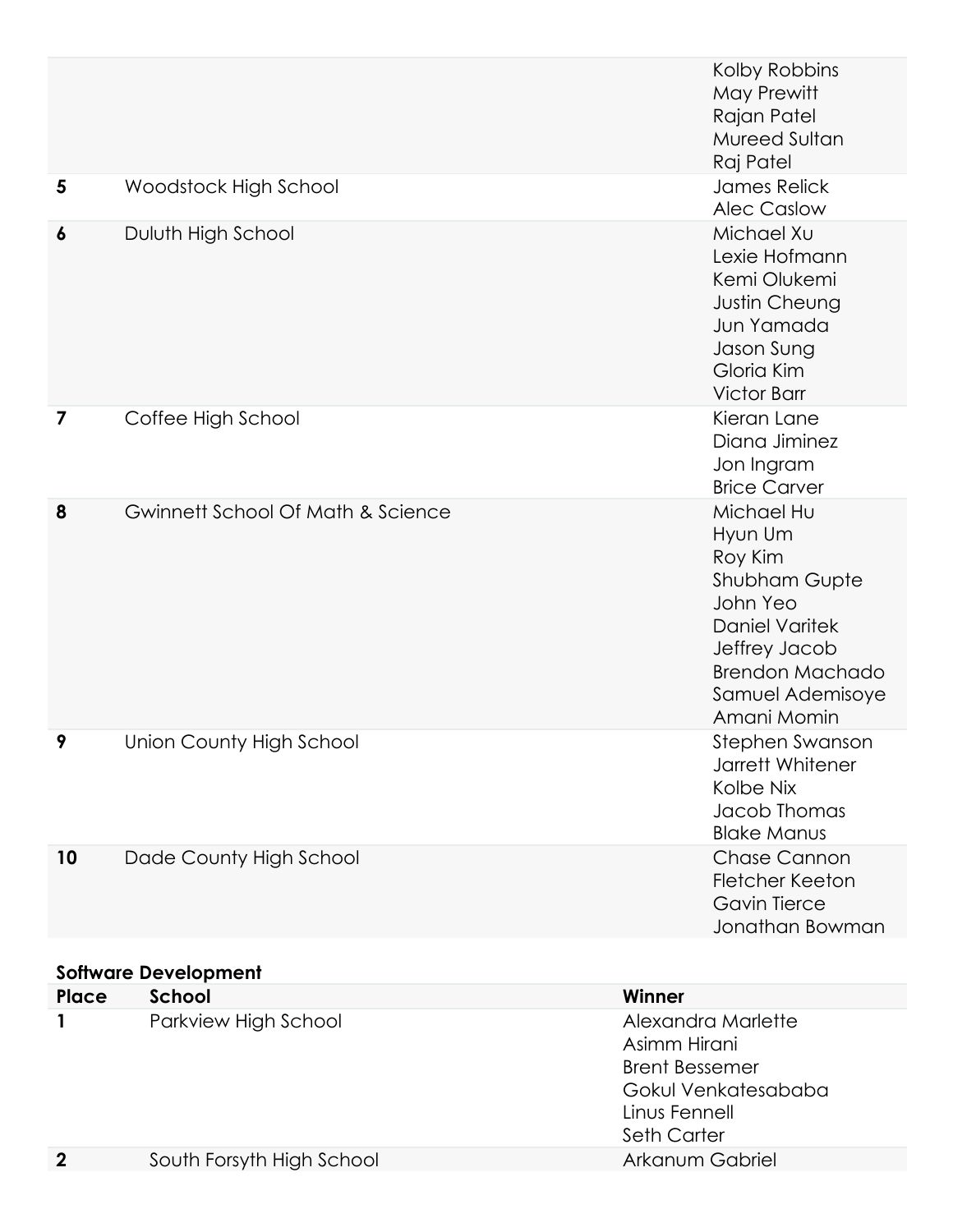| Place | School | Winner |
|---|---|---|
| | | Kolby Robbins<br>May Prewitt<br>Rajan Patel<br>Mureed Sultan<br>Raj Patel |
| **5** | Woodstock High School | James Relick<br>Alec Caslow |
| **6** | Duluth High School | Michael Xu<br>Lexie Hofmann<br>Kemi Olukemi<br>Justin Cheung<br>Jun Yamada<br>Jason Sung<br>Gloria Kim<br>Victor Barr |
| **7** | Coffee High School | Kieran Lane<br>Diana Jiminez<br>Jon Ingram<br>Brice Carver |
| **8** | Gwinnett School Of Math & Science | Michael Hu<br>Hyun Um<br>Roy Kim<br>Shubham Gupte<br>John Yeo<br>Daniel Varitek<br>Jeffrey Jacob<br>Brendon Machado<br>Samuel Ademisoye<br>Amani Momin |
| **9** | Union County High School | Stephen Swanson<br>Jarrett Whitener<br>Kolbe Nix<br>Jacob Thomas<br>Blake Manus |
| **10** | Dade County High School | Chase Cannon<br>Fletcher Keeton<br>Gavin Tierce<br>Jonathan Bowman |

**Software Development**

| Place | School | Winner |
|---|---|---|
| **1** | Parkview High School | Alexandra Marlette<br>Asimm Hirani<br>Brent Bessemer<br>Gokul Venkatesababa<br>Linus Fennell<br>Seth Carter |
| **2** | South Forsyth High School | Arkanum Gabriel |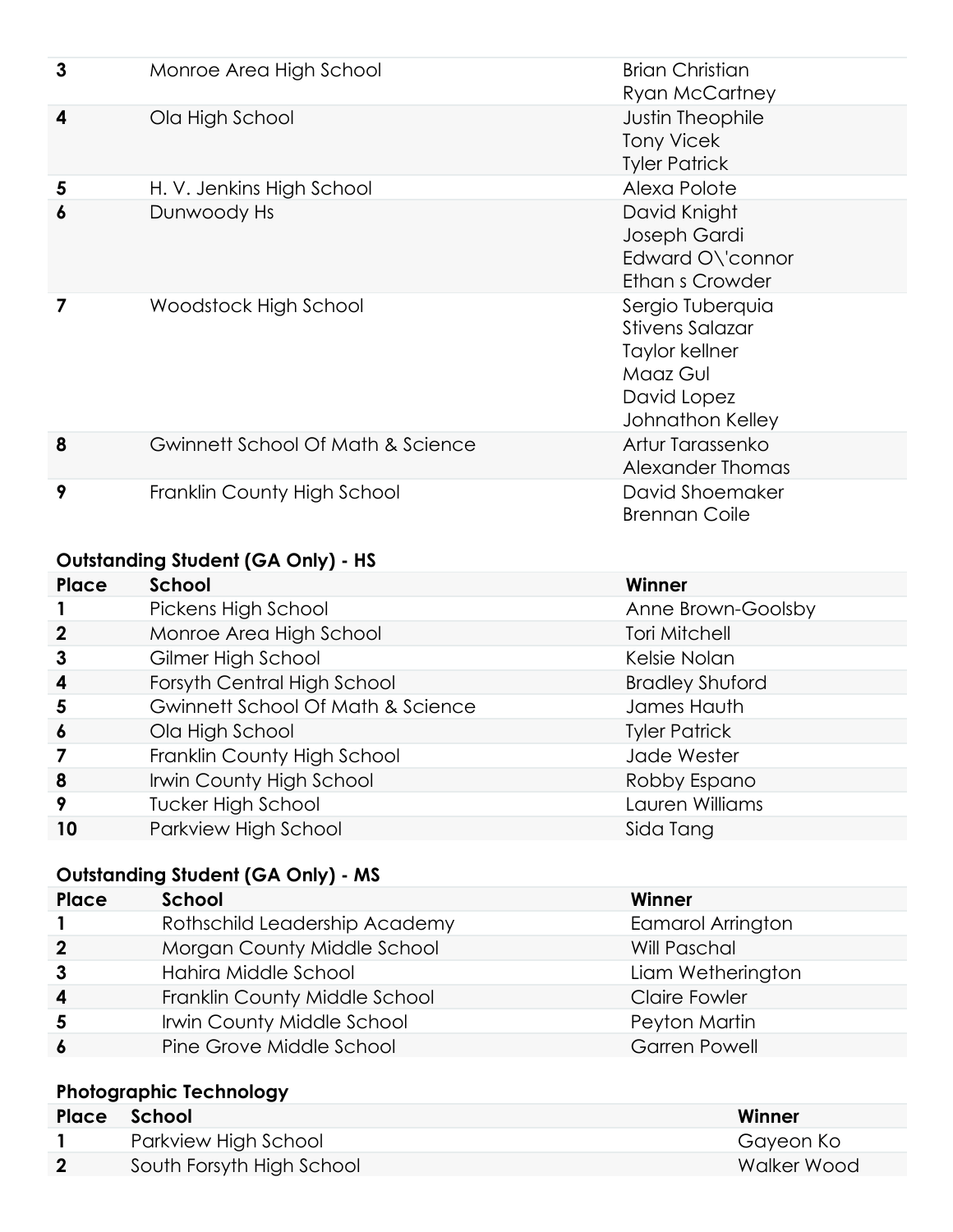| Place | School | Winner |
|---|---|---|
| 3 | Monroe Area High School | Brian Christian<br>Ryan McCartney |
| 4 | Ola High School | Justin Theophile<br>Tony Vicek<br>Tyler Patrick |
| 5 | H. V. Jenkins High School | Alexa Polote |
| 6 | Dunwoody Hs | David Knight<br>Joseph Gardi<br>Edward O\'connor<br>Ethan s Crowder |
| 7 | Woodstock High School | Sergio Tuberquia<br>Stivens Salazar<br>Taylor kellner<br>Maaz Gul<br>David Lopez<br>Johnathon Kelley |
| 8 | Gwinnett School Of Math & Science | Artur Tarassenko<br>Alexander Thomas |
| 9 | Franklin County High School | David Shoemaker<br>Brennan Coile |

### Outstanding Student (GA Only) - HS

| Place | School | Winner |
|---|---|---|
| 1 | Pickens High School | Anne Brown-Goolsby |
| 2 | Monroe Area High School | Tori Mitchell |
| 3 | Gilmer High School | Kelsie Nolan |
| 4 | Forsyth Central High School | Bradley Shuford |
| 5 | Gwinnett School Of Math & Science | James Hauth |
| 6 | Ola High School | Tyler Patrick |
| 7 | Franklin County High School | Jade Wester |
| 8 | Irwin County High School | Robby Espano |
| 9 | Tucker High School | Lauren Williams |
| 10 | Parkview High School | Sida Tang |

### Outstanding Student (GA Only) - MS

| Place | School | Winner |
|---|---|---|
| 1 | Rothschild Leadership Academy | Eamarol Arrington |
| 2 | Morgan County Middle School | Will Paschal |
| 3 | Hahira Middle School | Liam Wetherington |
| 4 | Franklin County Middle School | Claire Fowler |
| 5 | Irwin County Middle School | Peyton Martin |
| 6 | Pine Grove Middle School | Garren Powell |

### Photographic Technology

| Place | School | Winner |
|---|---|---|
| 1 | Parkview High School | Gayeon Ko |
| 2 | South Forsyth High School | Walker Wood |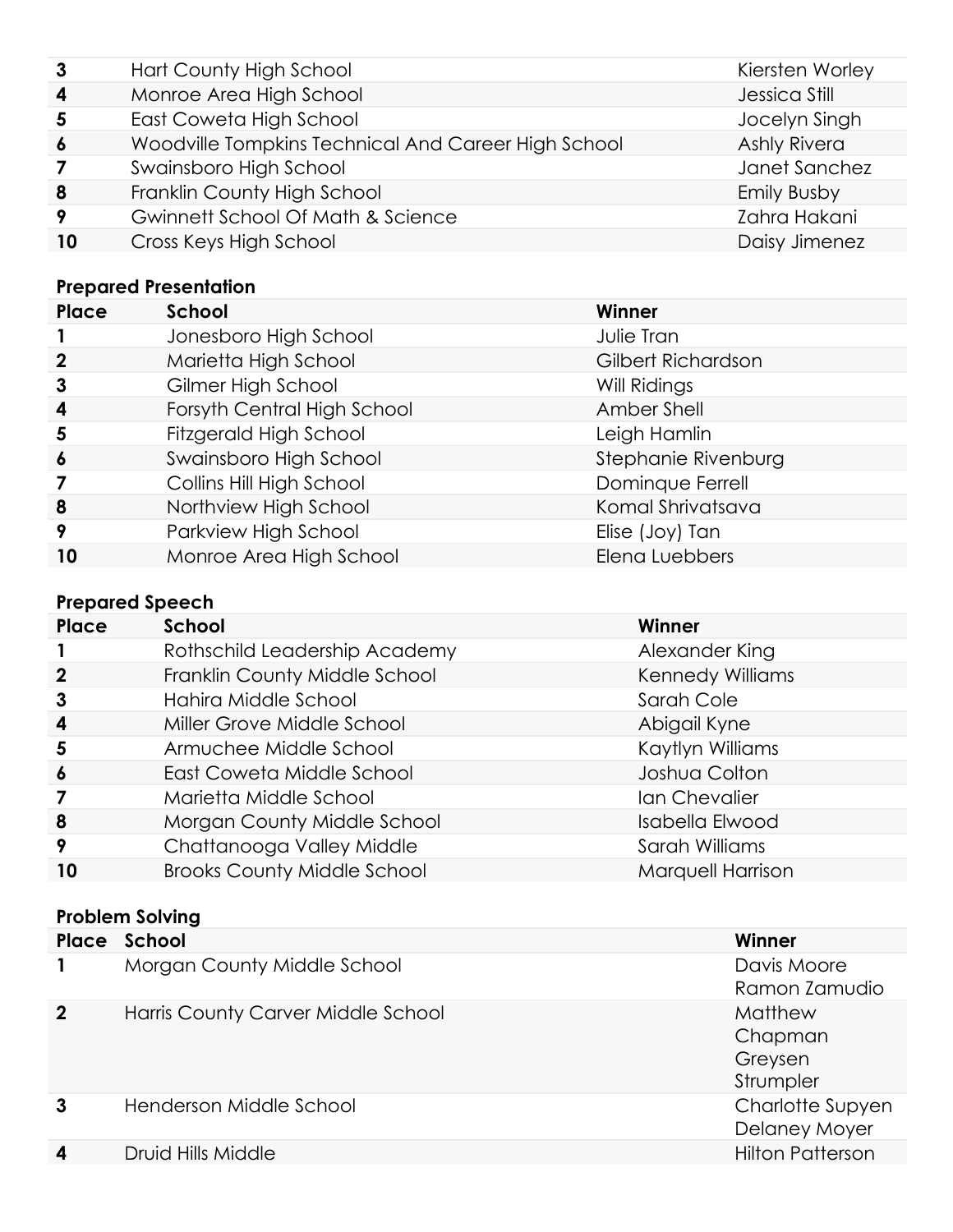| Place | School | Winner |
|---|---|---|
| 3 | Hart County High School | Kiersten Worley |
| 4 | Monroe Area High School | Jessica Still |
| 5 | East Coweta High School | Jocelyn Singh |
| 6 | Woodville Tompkins Technical And Career High School | Ashly Rivera |
| 7 | Swainsboro High School | Janet Sanchez |
| 8 | Franklin County High School | Emily Busby |
| 9 | Gwinnett School Of Math & Science | Zahra Hakani |
| 10 | Cross Keys High School | Daisy Jimenez |

**Prepared Presentation**

| Place | School | Winner |
|---|---|---|
| 1 | Jonesboro High School | Julie Tran |
| 2 | Marietta High School | Gilbert Richardson |
| 3 | Gilmer High School | Will Ridings |
| 4 | Forsyth Central High School | Amber Shell |
| 5 | Fitzgerald High School | Leigh Hamlin |
| 6 | Swainsboro High School | Stephanie Rivenburg |
| 7 | Collins Hill High School | Dominque Ferrell |
| 8 | Northview High School | Komal Shrivatsava |
| 9 | Parkview High School | Elise (Joy) Tan |
| 10 | Monroe Area High School | Elena Luebbers |

**Prepared Speech**

| Place | School | Winner |
|---|---|---|
| 1 | Rothschild Leadership Academy | Alexander King |
| 2 | Franklin County Middle School | Kennedy Williams |
| 3 | Hahira Middle School | Sarah Cole |
| 4 | Miller Grove Middle School | Abigail Kyne |
| 5 | Armuchee Middle School | Kaytlyn Williams |
| 6 | East Coweta Middle School | Joshua Colton |
| 7 | Marietta Middle School | Ian Chevalier |
| 8 | Morgan County Middle School | Isabella Elwood |
| 9 | Chattanooga Valley Middle | Sarah Williams |
| 10 | Brooks County Middle School | Marquell Harrison |

**Problem Solving**

| Place | School | Winner |
|---|---|---|
| 1 | Morgan County Middle School | Davis Moore<br>Ramon Zamudio |
| 2 | Harris County Carver Middle School | Matthew Chapman<br>Greysen Strumpler |
| 3 | Henderson Middle School | Charlotte Supyen<br>Delaney Moyer |
| 4 | Druid Hills Middle | Hilton Patterson |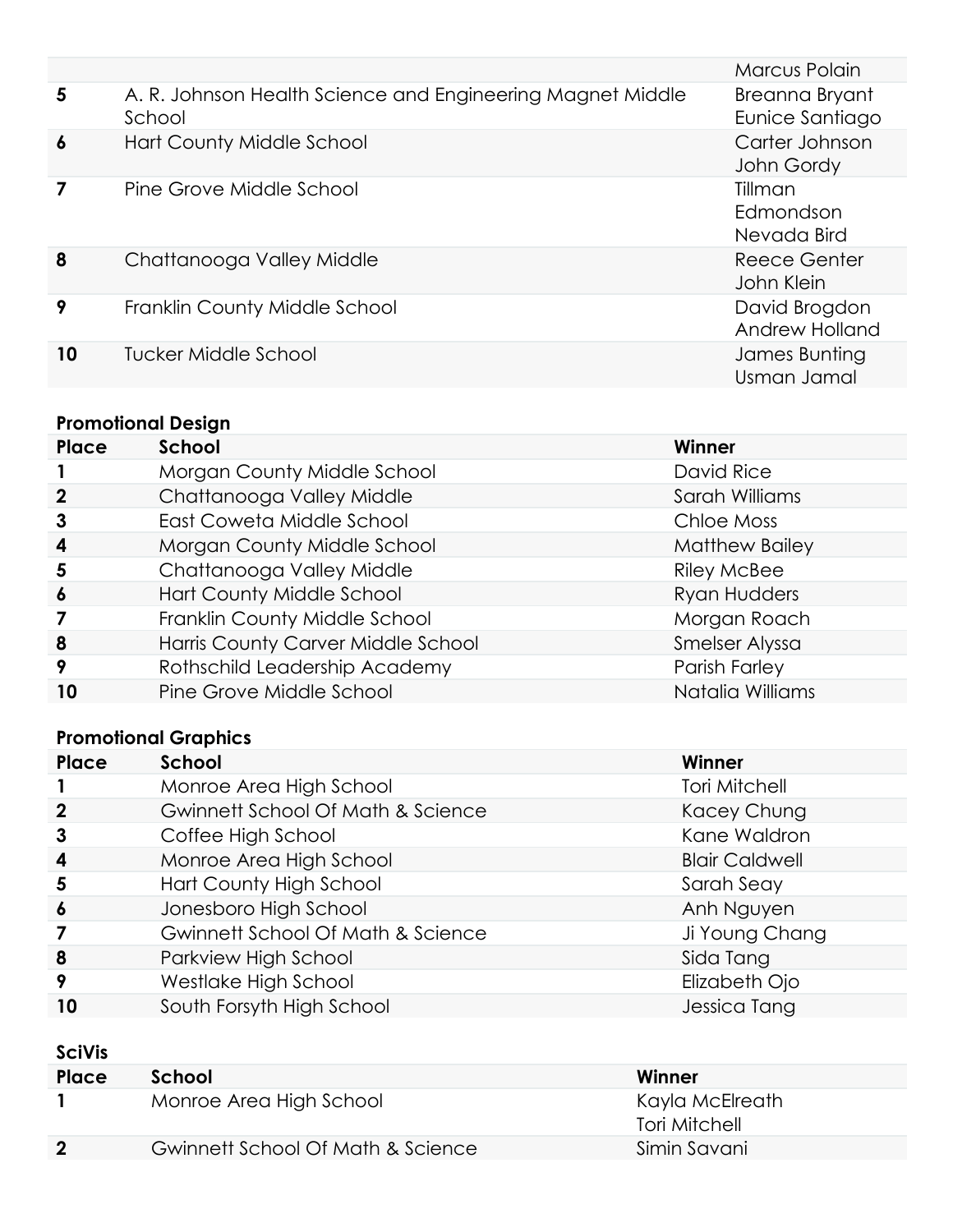| | | |
|---|---|---|
| | | Marcus Polain |
| **5** | A. R. Johnson Health Science and Engineering Magnet Middle School | Breanna Bryant<br>Eunice Santiago |
| **6** | Hart County Middle School | Carter Johnson<br>John Gordy |
| **7** | Pine Grove Middle School | Tillman Edmondson<br>Nevada Bird |
| **8** | Chattanooga Valley Middle | Reece Genter<br>John Klein |
| **9** | Franklin County Middle School | David Brogdon<br>Andrew Holland |
| **10** | Tucker Middle School | James Bunting<br>Usman Jamal |

**Promotional Design**

| Place | School | Winner |
|---|---|---|
| **1** | Morgan County Middle School | David Rice |
| **2** | Chattanooga Valley Middle | Sarah Williams |
| **3** | East Coweta Middle School | Chloe Moss |
| **4** | Morgan County Middle School | Matthew Bailey |
| **5** | Chattanooga Valley Middle | Riley McBee |
| **6** | Hart County Middle School | Ryan Hudders |
| **7** | Franklin County Middle School | Morgan Roach |
| **8** | Harris County Carver Middle School | Smelser Alyssa |
| **9** | Rothschild Leadership Academy | Parish Farley |
| **10** | Pine Grove Middle School | Natalia Williams |

**Promotional Graphics**

| Place | School | Winner |
|---|---|---|
| **1** | Monroe Area High School | Tori Mitchell |
| **2** | Gwinnett School Of Math & Science | Kacey Chung |
| **3** | Coffee High School | Kane Waldron |
| **4** | Monroe Area High School | Blair Caldwell |
| **5** | Hart County High School | Sarah Seay |
| **6** | Jonesboro High School | Anh Nguyen |
| **7** | Gwinnett School Of Math & Science | Ji Young Chang |
| **8** | Parkview High School | Sida Tang |
| **9** | Westlake High School | Elizabeth Ojo |
| **10** | South Forsyth High School | Jessica Tang |

**SciVis**

| Place | School | Winner |
|---|---|---|
| **1** | Monroe Area High School | Kayla McElreath<br>Tori Mitchell |
| **2** | Gwinnett School Of Math & Science | Simin Savani |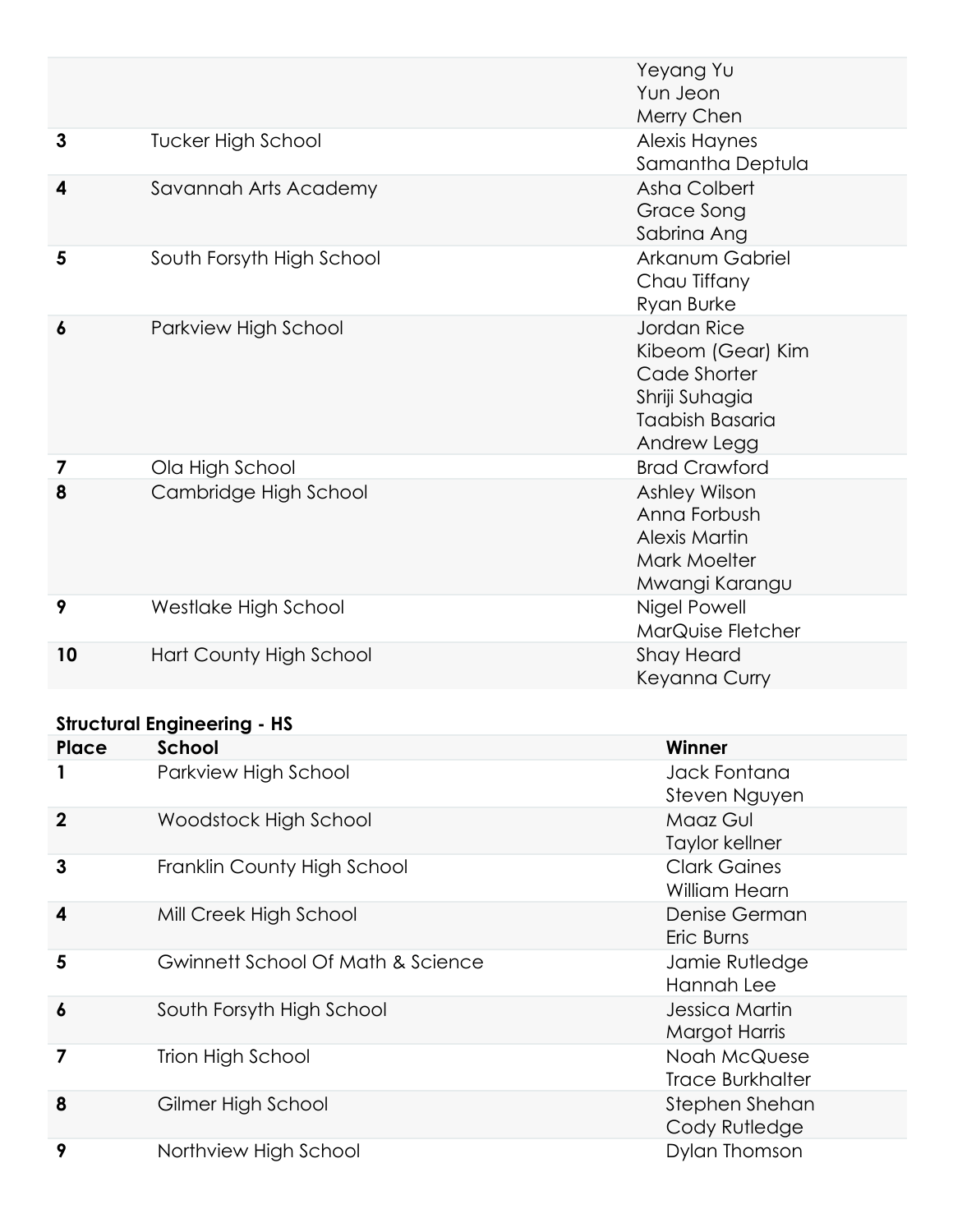| Place | School | Winner |
|---|---|---|
| | | Yeyang Yu<br>Yun Jeon<br>Merry Chen |
| **3** | Tucker High School | Alexis Haynes<br>Samantha Deptula |
| **4** | Savannah Arts Academy | Asha Colbert<br>Grace Song<br>Sabrina Ang |
| **5** | South Forsyth High School | Arkanum Gabriel<br>Chau Tiffany<br>Ryan Burke |
| **6** | Parkview High School | Jordan Rice<br>Kibeom (Gear) Kim<br>Cade Shorter<br>Shriji Suhagia<br>Taabish Basaria<br>Andrew Legg |
| **7** | Ola High School | Brad Crawford |
| **8** | Cambridge High School | Ashley Wilson<br>Anna Forbush<br>Alexis Martin<br>Mark Moelter<br>Mwangi Karangu |
| **9** | Westlake High School | Nigel Powell<br>MarQuise Fletcher |
| **10** | Hart County High School | Shay Heard<br>Keyanna Curry |

**Structural Engineering - HS**

| Place | School | Winner |
|---|---|---|
| **1** | Parkview High School | Jack Fontana<br>Steven Nguyen |
| **2** | Woodstock High School | Maaz Gul<br>Taylor kellner |
| **3** | Franklin County High School | Clark Gaines<br>William Hearn |
| **4** | Mill Creek High School | Denise German<br>Eric Burns |
| **5** | Gwinnett School Of Math & Science | Jamie Rutledge<br>Hannah Lee |
| **6** | South Forsyth High School | Jessica Martin<br>Margot Harris |
| **7** | Trion High School | Noah McQuese<br>Trace Burkhalter |
| **8** | Gilmer High School | Stephen Shehan<br>Cody Rutledge |
| **9** | Northview High School | Dylan Thomson |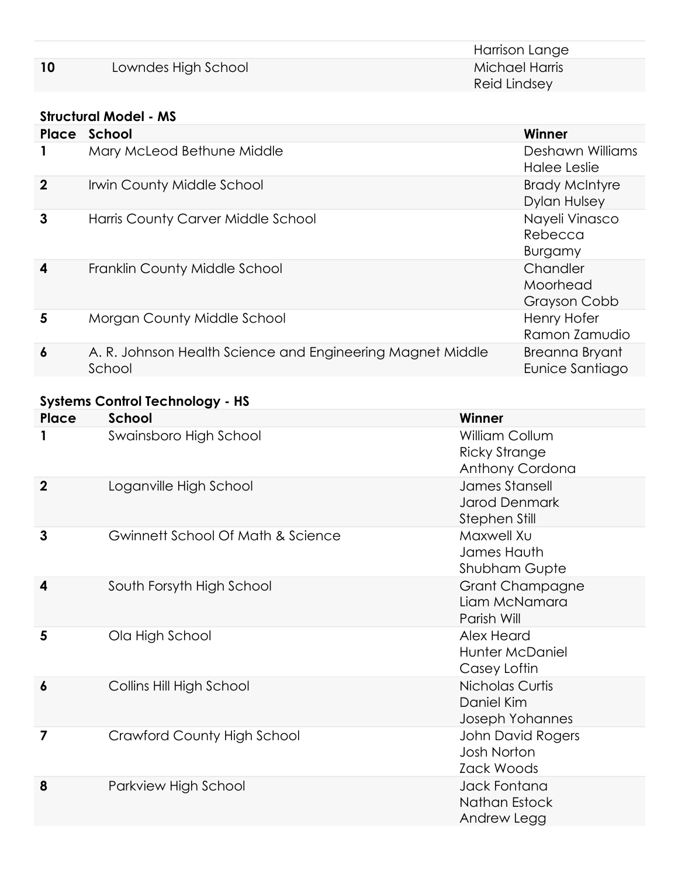| | | |
|---|---|---|
| | | Harrison Lange |
| **10** | Lowndes High School | Michael Harris<br>Reid Lindsey |

**Structural Model - MS**

| Place | School | Winner |
|---|---|---|
| **1** | Mary McLeod Bethune Middle | Deshawn Williams<br>Halee Leslie |
| **2** | Irwin County Middle School | Brady McIntyre<br>Dylan Hulsey |
| **3** | Harris County Carver Middle School | Nayeli Vinasco<br>Rebecca Burgamy |
| **4** | Franklin County Middle School | Chandler Moorhead<br>Grayson Cobb |
| **5** | Morgan County Middle School | Henry Hofer<br>Ramon Zamudio |
| **6** | A. R. Johnson Health Science and Engineering Magnet Middle School | Breanna Bryant<br>Eunice Santiago |

**Systems Control Technology - HS**

| Place | School | Winner |
|---|---|---|
| **1** | Swainsboro High School | William Collum<br>Ricky Strange<br>Anthony Cordona |
| **2** | Loganville High School | James Stansell<br>Jarod Denmark<br>Stephen Still |
| **3** | Gwinnett School Of Math & Science | Maxwell Xu<br>James Hauth<br>Shubham Gupte |
| **4** | South Forsyth High School | Grant Champagne<br>Liam McNamara<br>Parish Will |
| **5** | Ola High School | Alex Heard<br>Hunter McDaniel<br>Casey Loftin |
| **6** | Collins Hill High School | Nicholas Curtis<br>Daniel Kim<br>Joseph Yohannes |
| **7** | Crawford County High School | John David Rogers<br>Josh Norton<br>Zack Woods |
| **8** | Parkview High School | Jack Fontana<br>Nathan Estock<br>Andrew Legg |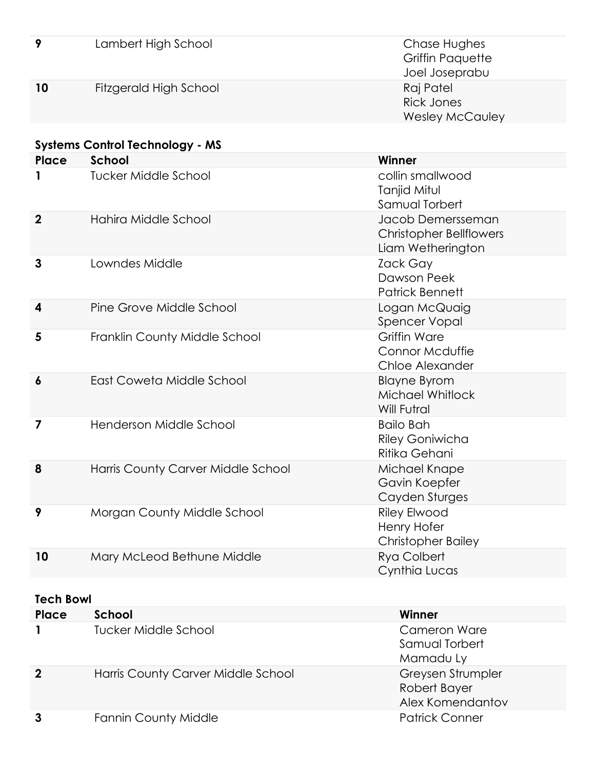| | | |
|---|---|---|
| **9** | Lambert High School | Chase Hughes<br>Griffin Paquette<br>Joel Joseprabu |
| **10** | Fitzgerald High School | Raj Patel<br>Rick Jones<br>Wesley McCauley |

**Systems Control Technology - MS**

| Place | School | Winner |
|---|---|---|
| **1** | Tucker Middle School | collin smallwood<br>Tanjid Mitul<br>Samual Torbert |
| **2** | Hahira Middle School | Jacob Demersseman<br>Christopher Bellflowers<br>Liam Wetherington |
| **3** | Lowndes Middle | Zack Gay<br>Dawson Peek<br>Patrick Bennett |
| **4** | Pine Grove Middle School | Logan McQuaig<br>Spencer Vopal |
| **5** | Franklin County Middle School | Griffin Ware<br>Connor Mcduffie<br>Chloe Alexander |
| **6** | East Coweta Middle School | Blayne Byrom<br>Michael Whitlock<br>Will Futral |
| **7** | Henderson Middle School | Bailo Bah<br>Riley Goniwicha<br>Ritika Gehani |
| **8** | Harris County Carver Middle School | Michael Knape<br>Gavin Koepfer<br>Cayden Sturges |
| **9** | Morgan County Middle School | Riley Elwood<br>Henry Hofer<br>Christopher Bailey |
| **10** | Mary McLeod Bethune Middle | Rya Colbert<br>Cynthia Lucas |

**Tech Bowl**

| Place | School | Winner |
|---|---|---|
| **1** | Tucker Middle School | Cameron Ware<br>Samual Torbert<br>Mamadu Ly |
| **2** | Harris County Carver Middle School | Greysen Strumpler<br>Robert Bayer<br>Alex Komendantov |
| **3** | Fannin County Middle | Patrick Conner |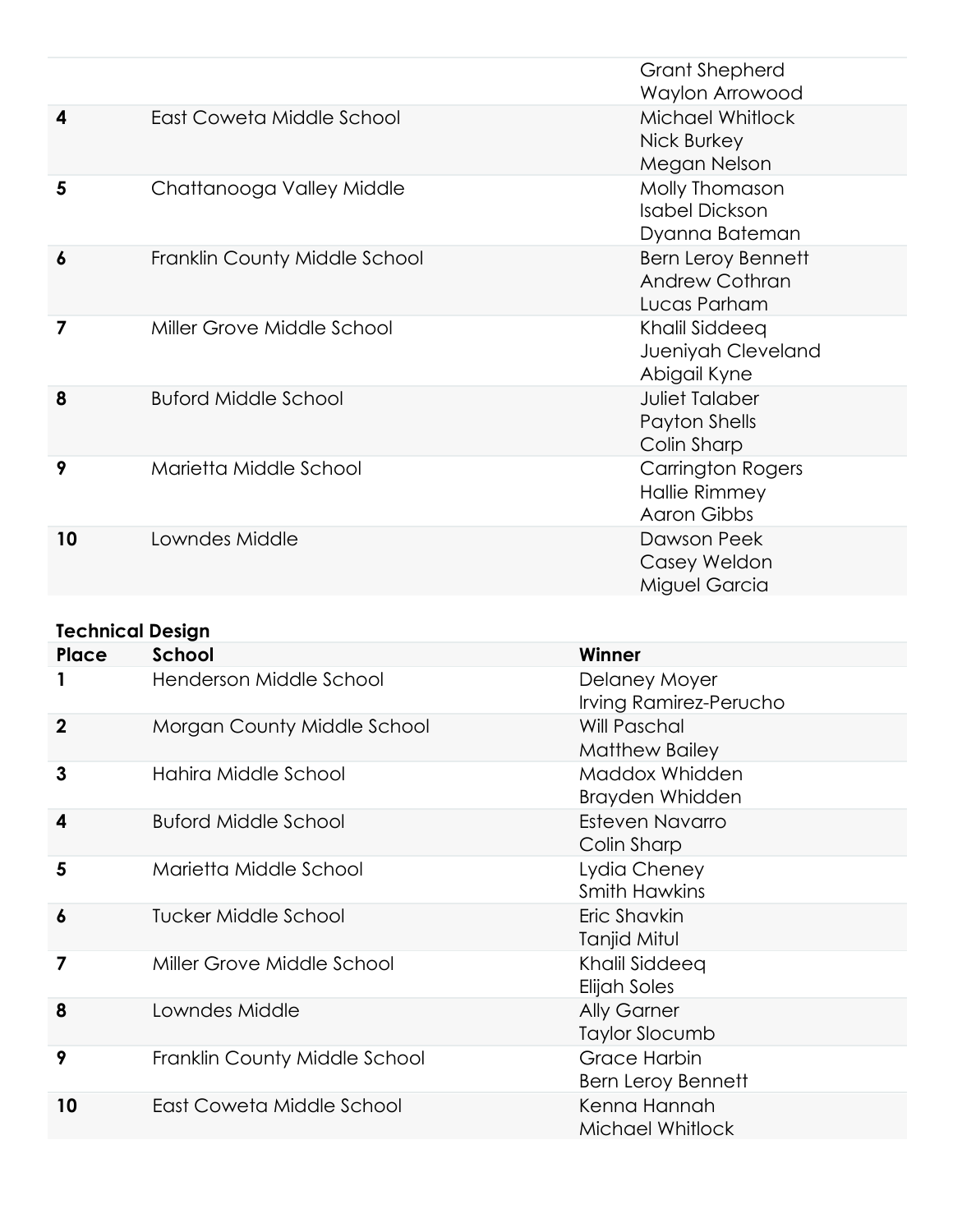| Place | School | Winner |
|---|---|---|
| | | Grant Shepherd<br>Waylon Arrowood |
| 4 | East Coweta Middle School | Michael Whitlock<br>Nick Burkey<br>Megan Nelson |
| 5 | Chattanooga Valley Middle | Molly Thomason<br>Isabel Dickson<br>Dyanna Bateman |
| 6 | Franklin County Middle School | Bern Leroy Bennett<br>Andrew Cothran<br>Lucas Parham |
| 7 | Miller Grove Middle School | Khalil Siddeeq<br>Jueniyah Cleveland<br>Abigail Kyne |
| 8 | Buford Middle School | Juliet Talaber<br>Payton Shells<br>Colin Sharp |
| 9 | Marietta Middle School | Carrington Rogers<br>Hallie Rimmey<br>Aaron Gibbs |
| 10 | Lowndes Middle | Dawson Peek<br>Casey Weldon<br>Miguel Garcia |

**Technical Design**

| Place | School | Winner |
|---|---|---|
| 1 | Henderson Middle School | Delaney Moyer<br>Irving Ramirez-Perucho |
| 2 | Morgan County Middle School | Will Paschal<br>Matthew Bailey |
| 3 | Hahira Middle School | Maddox Whidden<br>Brayden Whidden |
| 4 | Buford Middle School | Esteven Navarro<br>Colin Sharp |
| 5 | Marietta Middle School | Lydia Cheney<br>Smith Hawkins |
| 6 | Tucker Middle School | Eric Shavkin<br>Tanjid Mitul |
| 7 | Miller Grove Middle School | Khalil Siddeeq<br>Elijah Soles |
| 8 | Lowndes Middle | Ally Garner<br>Taylor Slocumb |
| 9 | Franklin County Middle School | Grace Harbin<br>Bern Leroy Bennett |
| 10 | East Coweta Middle School | Kenna Hannah<br>Michael Whitlock |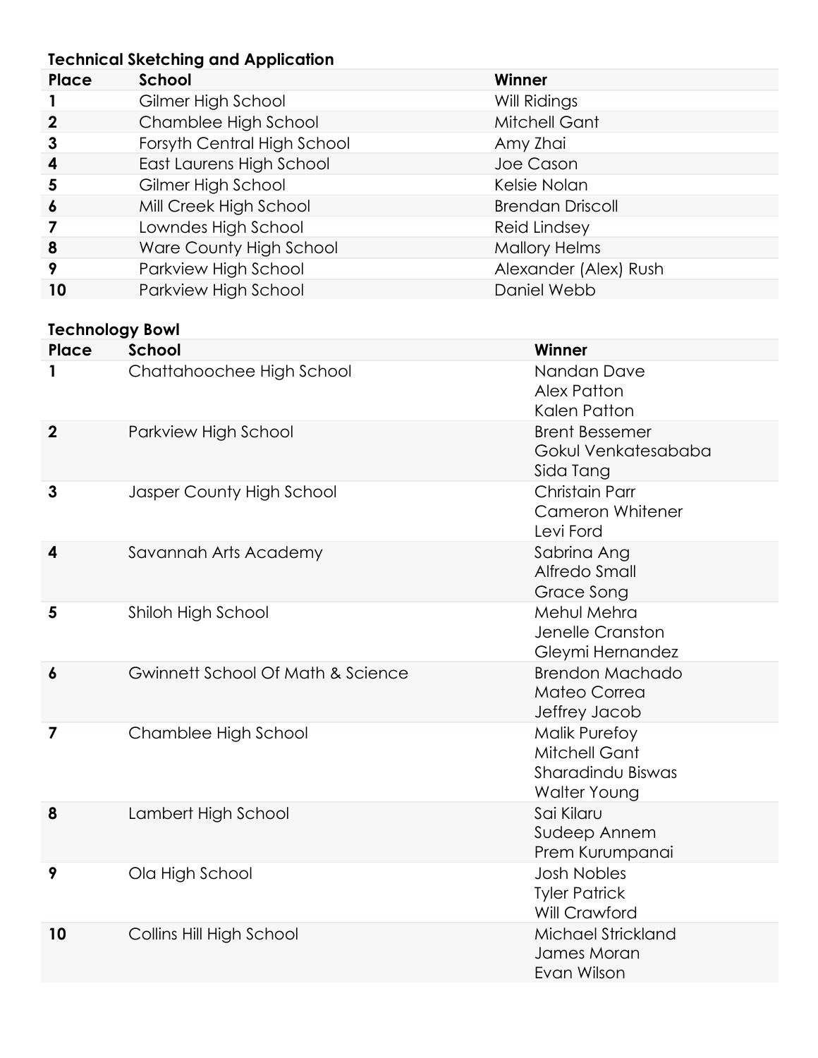**Technical Sketching and Application**

| Place | School | Winner |
|---|---|---|
| 1 | Gilmer High School | Will Ridings |
| 2 | Chamblee High School | Mitchell Gant |
| 3 | Forsyth Central High School | Amy Zhai |
| 4 | East Laurens High School | Joe Cason |
| 5 | Gilmer High School | Kelsie Nolan |
| 6 | Mill Creek High School | Brendan Driscoll |
| 7 | Lowndes High School | Reid Lindsey |
| 8 | Ware County High School | Mallory Helms |
| 9 | Parkview High School | Alexander (Alex) Rush |
| 10 | Parkview High School | Daniel Webb |

**Technology Bowl**

| Place | School | Winner |
|---|---|---|
| 1 | Chattahoochee High School | Nandan Dave<br>Alex Patton<br>Kalen Patton |
| 2 | Parkview High School | Brent Bessemer<br>Gokul Venkatesababa<br>Sida Tang |
| 3 | Jasper County High School | Christain Parr<br>Cameron Whitener<br>Levi Ford |
| 4 | Savannah Arts Academy | Sabrina Ang<br>Alfredo Small<br>Grace Song |
| 5 | Shiloh High School | Mehul Mehra<br>Jenelle Cranston<br>Gleymi Hernandez |
| 6 | Gwinnett School Of Math & Science | Brendon Machado<br>Mateo Correa<br>Jeffrey Jacob |
| 7 | Chamblee High School | Malik Purefoy<br>Mitchell Gant<br>Sharadindu Biswas<br>Walter Young |
| 8 | Lambert High School | Sai Kilaru<br>Sudeep Annem<br>Prem Kurumpanai |
| 9 | Ola High School | Josh Nobles<br>Tyler Patrick<br>Will Crawford |
| 10 | Collins Hill High School | Michael Strickland<br>James Moran<br>Evan Wilson |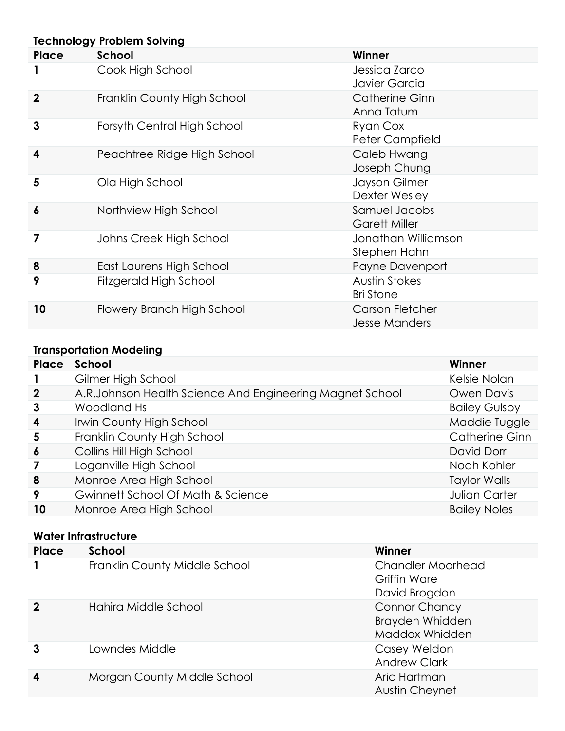**Technology Problem Solving**

| Place | School | Winner |
|---|---|---|
| **1** | Cook High School | Jessica Zarco<br>Javier Garcia |
| **2** | Franklin County High School | Catherine Ginn<br>Anna Tatum |
| **3** | Forsyth Central High School | Ryan Cox<br>Peter Campfield |
| **4** | Peachtree Ridge High School | Caleb Hwang<br>Joseph Chung |
| **5** | Ola High School | Jayson Gilmer<br>Dexter Wesley |
| **6** | Northview High School | Samuel Jacobs<br>Garett Miller |
| **7** | Johns Creek High School | Jonathan Williamson<br>Stephen Hahn |
| **8** | East Laurens High School | Payne Davenport |
| **9** | Fitzgerald High School | Austin Stokes<br>Bri Stone |
| **10** | Flowery Branch High School | Carson Fletcher<br>Jesse Manders |

**Transportation Modeling**

| Place | School | Winner |
|---|---|---|
| **1** | Gilmer High School | Kelsie Nolan |
| **2** | A.R.Johnson Health Science And Engineering Magnet School | Owen Davis |
| **3** | Woodland Hs | Bailey Gulsby |
| **4** | Irwin County High School | Maddie Tuggle |
| **5** | Franklin County High School | Catherine Ginn |
| **6** | Collins Hill High School | David Dorr |
| **7** | Loganville High School | Noah Kohler |
| **8** | Monroe Area High School | Taylor Walls |
| **9** | Gwinnett School Of Math & Science | Julian Carter |
| **10** | Monroe Area High School | Bailey Noles |

**Water Infrastructure**

| Place | School | Winner |
|---|---|---|
| **1** | Franklin County Middle School | Chandler Moorhead<br>Griffin Ware<br>David Brogdon |
| **2** | Hahira Middle School | Connor Chancy<br>Brayden Whidden<br>Maddox Whidden |
| **3** | Lowndes Middle | Casey Weldon<br>Andrew Clark |
| **4** | Morgan County Middle School | Aric Hartman<br>Austin Cheynet |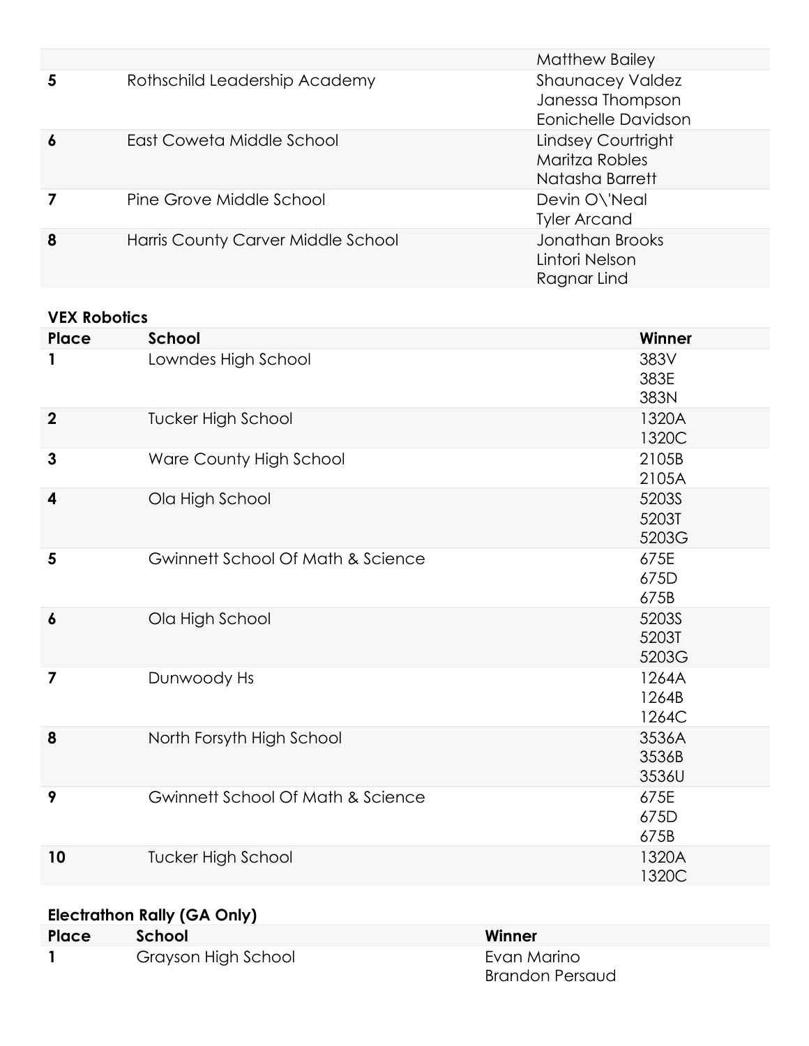| | | |
|---|---|---|
| | | Matthew Bailey |
| 5 | Rothschild Leadership Academy | Shaunacey Valdez<br>Janessa Thompson<br>Eonichelle Davidson |
| 6 | East Coweta Middle School | Lindsey Courtright<br>Maritza Robles<br>Natasha Barrett |
| 7 | Pine Grove Middle School | Devin O\'Neal<br>Tyler Arcand |
| 8 | Harris County Carver Middle School | Jonathan Brooks<br>Lintori Nelson<br>Ragnar Lind |

**VEX Robotics**

| Place | School | Winner |
|---|---|---|
| 1 | Lowndes High School | 383V<br>383E<br>383N |
| 2 | Tucker High School | 1320A<br>1320C |
| 3 | Ware County High School | 2105B<br>2105A |
| 4 | Ola High School | 5203S<br>5203T<br>5203G |
| 5 | Gwinnett School Of Math & Science | 675E<br>675D<br>675B |
| 6 | Ola High School | 5203S<br>5203T<br>5203G |
| 7 | Dunwoody Hs | 1264A<br>1264B<br>1264C |
| 8 | North Forsyth High School | 3536A<br>3536B<br>3536U |
| 9 | Gwinnett School Of Math & Science | 675E<br>675D<br>675B |
| 10 | Tucker High School | 1320A<br>1320C |

**Electrathon Rally (GA Only)**

| Place | School | Winner |
|---|---|---|
| 1 | Grayson High School | Evan Marino<br>Brandon Persaud |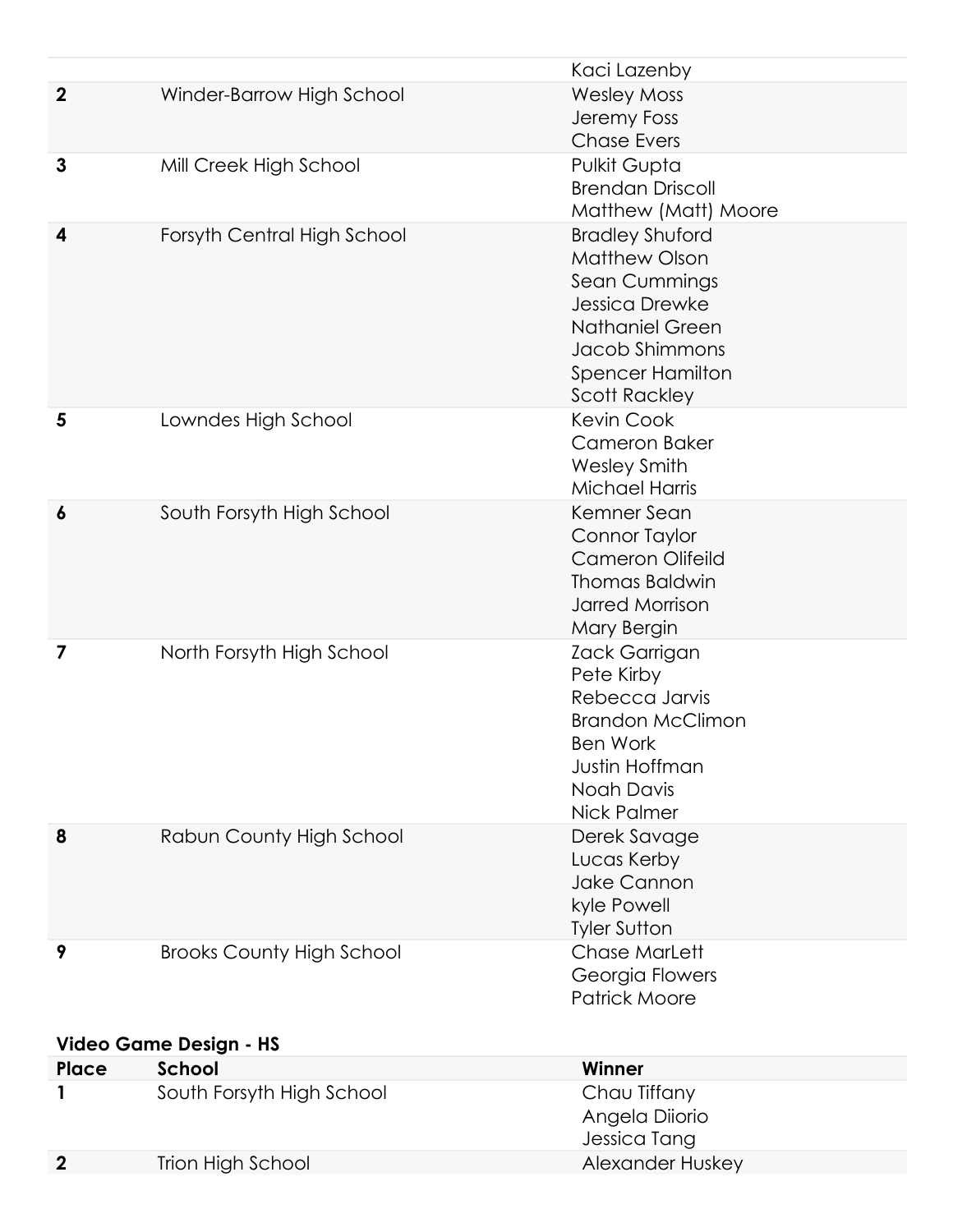| Place | School | Winner |
|---|---|---|
| | | Kaci Lazenby |
| **2** | Winder-Barrow High School | Wesley Moss<br>Jeremy Foss<br>Chase Evers |
| **3** | Mill Creek High School | Pulkit Gupta<br>Brendan Driscoll<br>Matthew (Matt) Moore |
| **4** | Forsyth Central High School | Bradley Shuford<br>Matthew Olson<br>Sean Cummings<br>Jessica Drewke<br>Nathaniel Green<br>Jacob Shimmons<br>Spencer Hamilton<br>Scott Rackley |
| **5** | Lowndes High School | Kevin Cook<br>Cameron Baker<br>Wesley Smith<br>Michael Harris |
| **6** | South Forsyth High School | Kemner Sean<br>Connor Taylor<br>Cameron Olifeild<br>Thomas Baldwin<br>Jarred Morrison<br>Mary Bergin |
| **7** | North Forsyth High School | Zack Garrigan<br>Pete Kirby<br>Rebecca Jarvis<br>Brandon McClimon<br>Ben Work<br>Justin Hoffman<br>Noah Davis<br>Nick Palmer |
| **8** | Rabun County High School | Derek Savage<br>Lucas Kerby<br>Jake Cannon<br>kyle Powell<br>Tyler Sutton |
| **9** | Brooks County High School | Chase MarLett<br>Georgia Flowers<br>Patrick Moore |

**Video Game Design - HS**

| Place | School | Winner |
|---|---|---|
| **1** | South Forsyth High School | Chau Tiffany<br>Angela Diiorio<br>Jessica Tang |
| **2** | Trion High School | Alexander Huskey |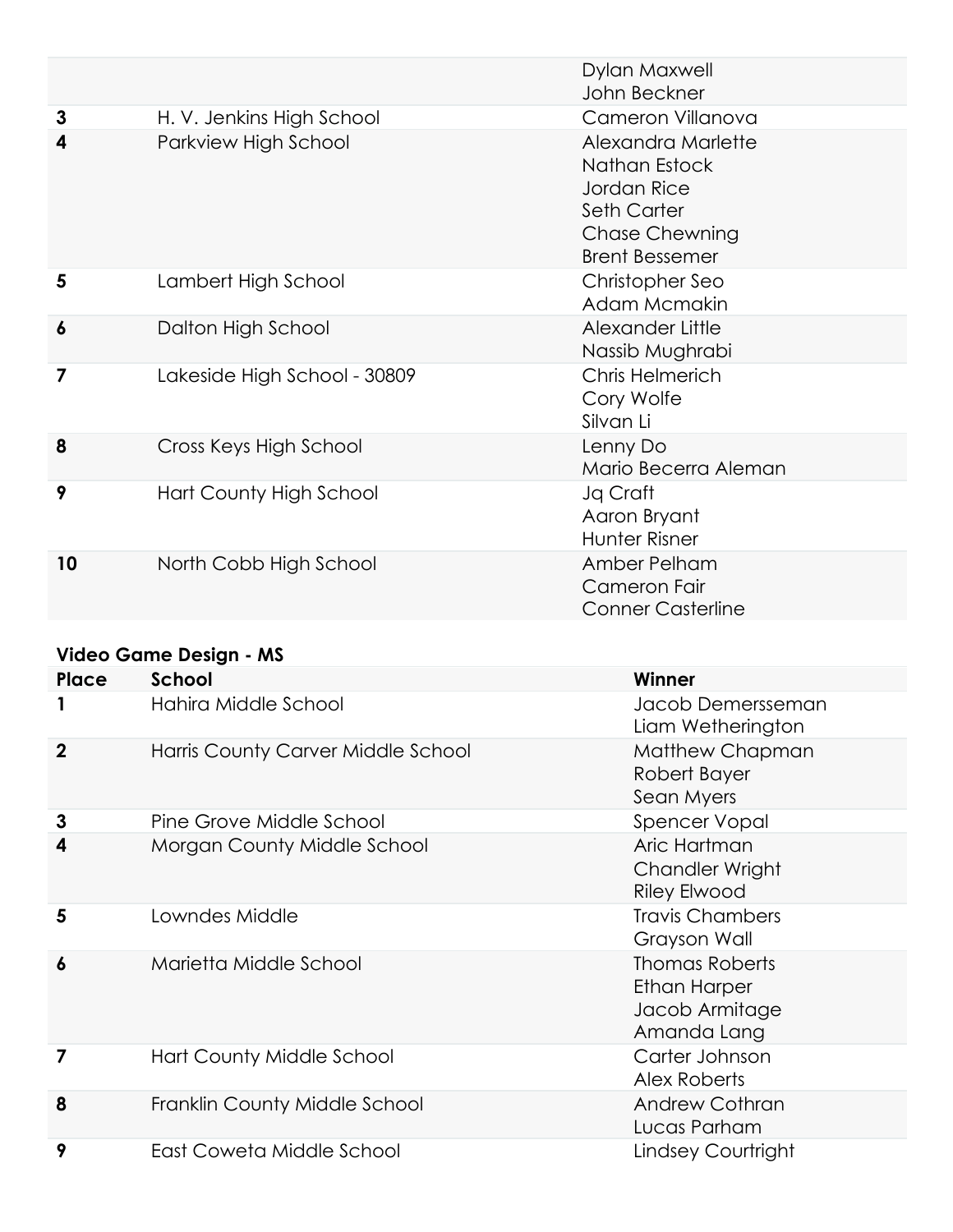| | | |
|---|---|---|
| | | Dylan Maxwell<br>John Beckner |
| **3** | H. V. Jenkins High School | Cameron Villanova |
| **4** | Parkview High School | Alexandra Marlette<br>Nathan Estock<br>Jordan Rice<br>Seth Carter<br>Chase Chewning<br>Brent Bessemer |
| **5** | Lambert High School | Christopher Seo<br>Adam Mcmakin |
| **6** | Dalton High School | Alexander Little<br>Nassib Mughrabi |
| **7** | Lakeside High School - 30809 | Chris Helmerich<br>Cory Wolfe<br>Silvan Li |
| **8** | Cross Keys High School | Lenny Do<br>Mario Becerra Aleman |
| **9** | Hart County High School | Jq Craft<br>Aaron Bryant<br>Hunter Risner |
| **10** | North Cobb High School | Amber Pelham<br>Cameron Fair<br>Conner Casterline |

**Video Game Design - MS**

| Place | School | Winner |
|---|---|---|
| **1** | Hahira Middle School | Jacob Demersseman<br>Liam Wetherington |
| **2** | Harris County Carver Middle School | Matthew Chapman<br>Robert Bayer<br>Sean Myers |
| **3** | Pine Grove Middle School | Spencer Vopal |
| **4** | Morgan County Middle School | Aric Hartman<br>Chandler Wright<br>Riley Elwood |
| **5** | Lowndes Middle | Travis Chambers<br>Grayson Wall |
| **6** | Marietta Middle School | Thomas Roberts<br>Ethan Harper<br>Jacob Armitage<br>Amanda Lang |
| **7** | Hart County Middle School | Carter Johnson<br>Alex Roberts |
| **8** | Franklin County Middle School | Andrew Cothran<br>Lucas Parham |
| **9** | East Coweta Middle School | Lindsey Courtright |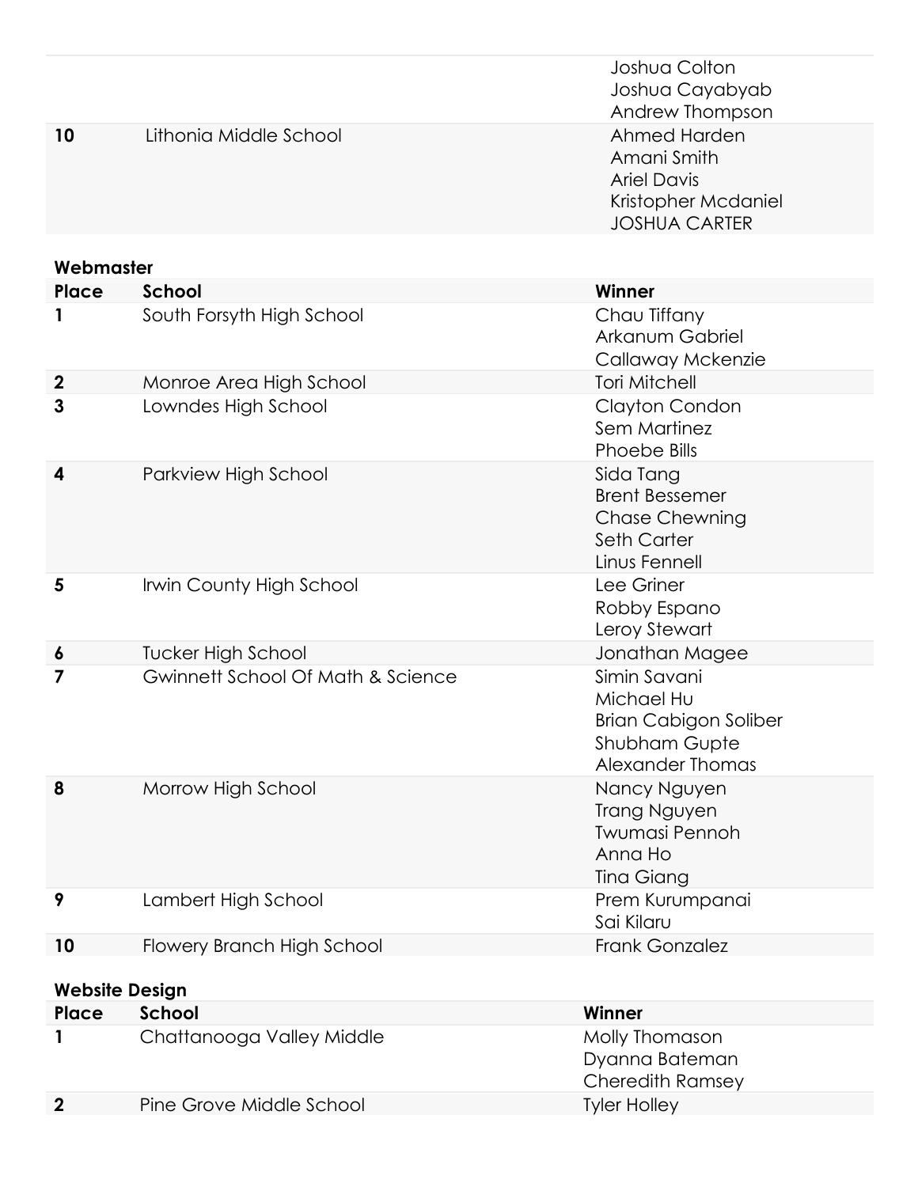| Place | School | Winner |
|---|---|---|
| | | Joshua Colton<br>Joshua Cayabyab<br>Andrew Thompson |
| 10 | Lithonia Middle School | Ahmed Harden<br>Amani Smith<br>Ariel Davis<br>Kristopher Mcdaniel<br>JOSHUA CARTER |

**Webmaster**

| Place | School | Winner |
|---|---|---|
| 1 | South Forsyth High School | Chau Tiffany<br>Arkanum Gabriel<br>Callaway Mckenzie |
| 2 | Monroe Area High School | Tori Mitchell |
| 3 | Lowndes High School | Clayton Condon<br>Sem Martinez<br>Phoebe Bills |
| 4 | Parkview High School | Sida Tang<br>Brent Bessemer<br>Chase Chewning<br>Seth Carter<br>Linus Fennell |
| 5 | Irwin County High School | Lee Griner<br>Robby Espano<br>Leroy Stewart |
| 6 | Tucker High School | Jonathan Magee |
| 7 | Gwinnett School Of Math & Science | Simin Savani<br>Michael Hu<br>Brian Cabigon Soliber<br>Shubham Gupte<br>Alexander Thomas |
| 8 | Morrow High School | Nancy Nguyen<br>Trang Nguyen<br>Twumasi Pennoh<br>Anna Ho<br>Tina Giang |
| 9 | Lambert High School | Prem Kurumpanai<br>Sai Kilaru |
| 10 | Flowery Branch High School | Frank Gonzalez |

**Website Design**

| Place | School | Winner |
|---|---|---|
| 1 | Chattanooga Valley Middle | Molly Thomason<br>Dyanna Bateman<br>Cheredith Ramsey |
| 2 | Pine Grove Middle School | Tyler Holley |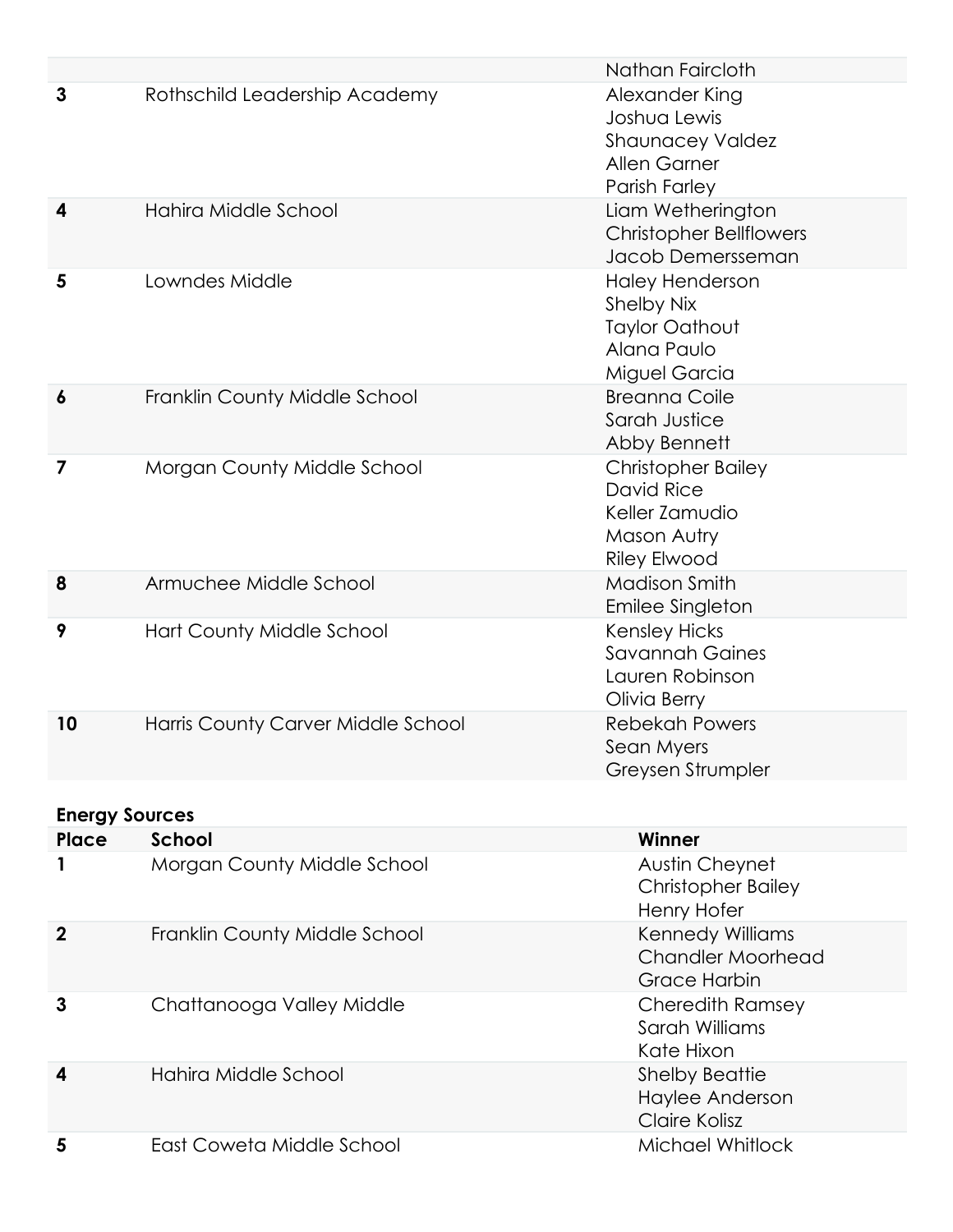| | | |
|---|---|---|
| | | Nathan Faircloth |
| **3** | Rothschild Leadership Academy | Alexander King<br>Joshua Lewis<br>Shaunacey Valdez<br>Allen Garner<br>Parish Farley |
| **4** | Hahira Middle School | Liam Wetherington<br>Christopher Bellflowers<br>Jacob Demersseman |
| **5** | Lowndes Middle | Haley Henderson<br>Shelby Nix<br>Taylor Oathout<br>Alana Paulo<br>Miguel Garcia |
| **6** | Franklin County Middle School | Breanna Coile<br>Sarah Justice<br>Abby Bennett |
| **7** | Morgan County Middle School | Christopher Bailey<br>David Rice<br>Keller Zamudio<br>Mason Autry<br>Riley Elwood |
| **8** | Armuchee Middle School | Madison Smith<br>Emilee Singleton |
| **9** | Hart County Middle School | Kensley Hicks<br>Savannah Gaines<br>Lauren Robinson<br>Olivia Berry |
| **10** | Harris County Carver Middle School | Rebekah Powers<br>Sean Myers<br>Greysen Strumpler |

**Energy Sources**

| **Place** | **School** | **Winner** |
|---|---|---|
| **1** | Morgan County Middle School | Austin Cheynet<br>Christopher Bailey<br>Henry Hofer |
| **2** | Franklin County Middle School | Kennedy Williams<br>Chandler Moorhead<br>Grace Harbin |
| **3** | Chattanooga Valley Middle | Cheredith Ramsey<br>Sarah Williams<br>Kate Hixon |
| **4** | Hahira Middle School | Shelby Beattie<br>Haylee Anderson<br>Claire Kolisz |
| **5** | East Coweta Middle School | Michael Whitlock |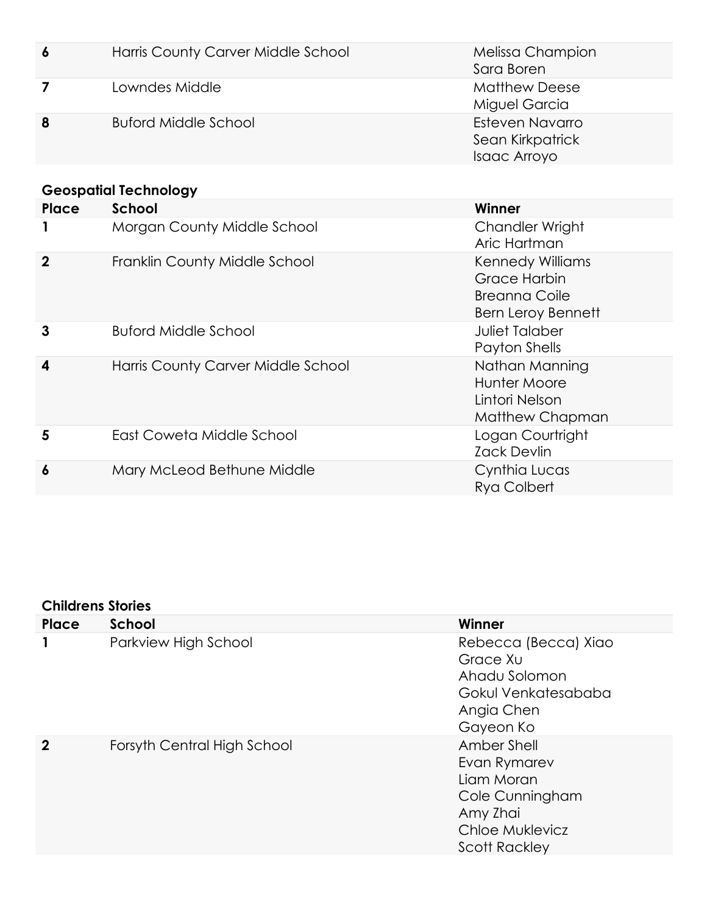| Place | School | Winner |
|---|---|---|
| 6 | Harris County Carver Middle School | Melissa Champion<br>Sara Boren |
| 7 | Lowndes Middle | Matthew Deese<br>Miguel Garcia |
| 8 | Buford Middle School | Esteven Navarro<br>Sean Kirkpatrick<br>Isaac Arroyo |

**Geospatial Technology**

| Place | School | Winner |
|---|---|---|
| 1 | Morgan County Middle School | Chandler Wright<br>Aric Hartman |
| 2 | Franklin County Middle School | Kennedy Williams<br>Grace Harbin<br>Breanna Coile<br>Bern Leroy Bennett |
| 3 | Buford Middle School | Juliet Talaber<br>Payton Shells |
| 4 | Harris County Carver Middle School | Nathan Manning<br>Hunter Moore<br>Lintori Nelson<br>Matthew Chapman |
| 5 | East Coweta Middle School | Logan Courtright<br>Zack Devlin |
| 6 | Mary McLeod Bethune Middle | Cynthia Lucas<br>Rya Colbert |

**Childrens Stories**

| Place | School | Winner |
|---|---|---|
| 1 | Parkview High School | Rebecca (Becca) Xiao<br>Grace Xu<br>Ahadu Solomon<br>Gokul Venkatesababa<br>Angia Chen<br>Gayeon Ko |
| 2 | Forsyth Central High School | Amber Shell<br>Evan Rymarev<br>Liam Moran<br>Cole Cunningham<br>Amy Zhai<br>Chloe Muklevicz<br>Scott Rackley |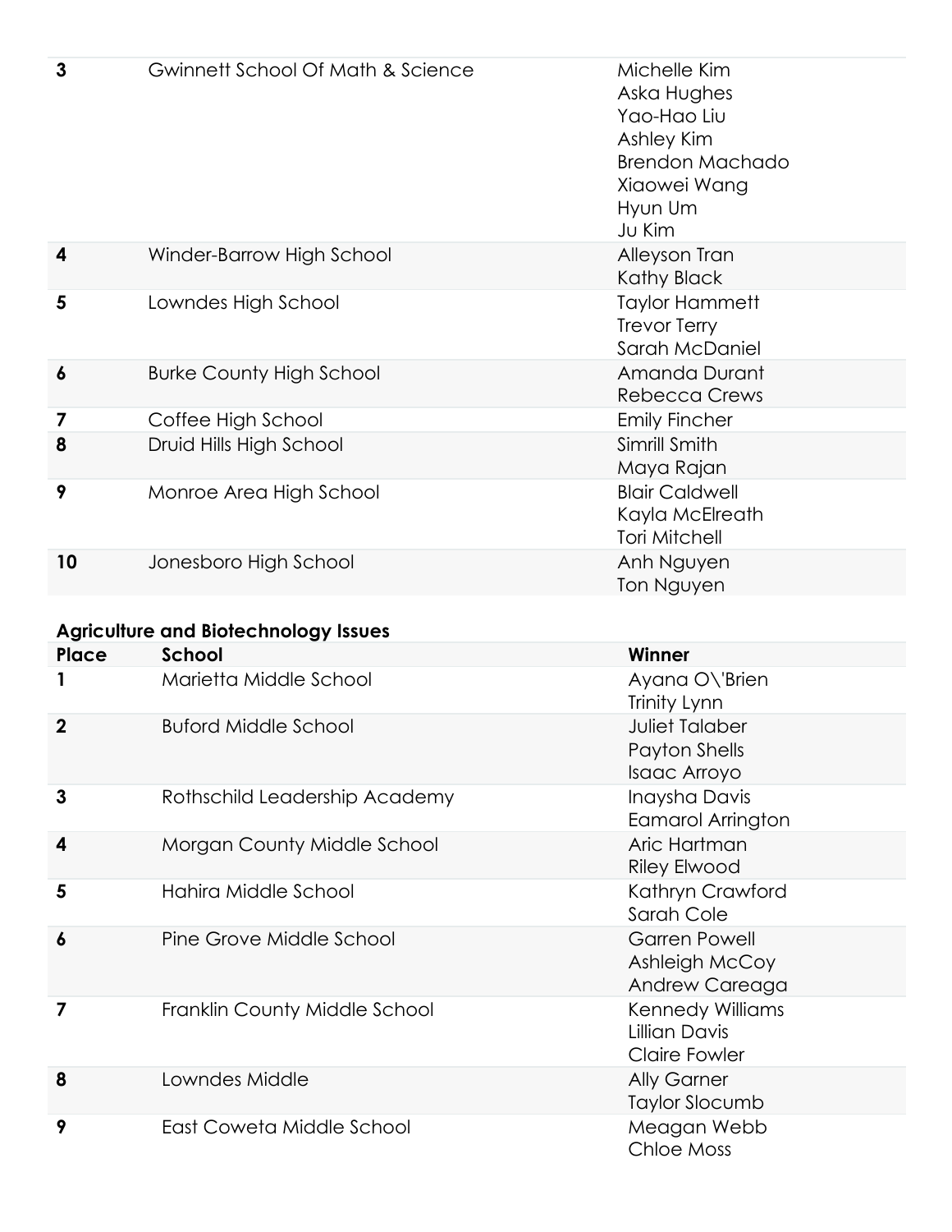| | | |
|---|---|---|
| 3 | Gwinnett School Of Math & Science | Michelle Kim<br>Aska Hughes<br>Yao-Hao Liu<br>Ashley Kim<br>Brendon Machado<br>Xiaowei Wang<br>Hyun Um<br>Ju Kim |
| 4 | Winder-Barrow High School | Alleyson Tran<br>Kathy Black |
| 5 | Lowndes High School | Taylor Hammett<br>Trevor Terry<br>Sarah McDaniel |
| 6 | Burke County High School | Amanda Durant<br>Rebecca Crews |
| 7 | Coffee High School | Emily Fincher |
| 8 | Druid Hills High School | Simrill Smith<br>Maya Rajan |
| 9 | Monroe Area High School | Blair Caldwell<br>Kayla McElreath<br>Tori Mitchell |
| 10 | Jonesboro High School | Anh Nguyen<br>Ton Nguyen |

**Agriculture and Biotechnology Issues**

| Place | School | Winner |
|---|---|---|
| 1 | Marietta Middle School | Ayana O\'Brien<br>Trinity Lynn |
| 2 | Buford Middle School | Juliet Talaber<br>Payton Shells<br>Isaac Arroyo |
| 3 | Rothschild Leadership Academy | Inaysha Davis<br>Eamarol Arrington |
| 4 | Morgan County Middle School | Aric Hartman<br>Riley Elwood |
| 5 | Hahira Middle School | Kathryn Crawford<br>Sarah Cole |
| 6 | Pine Grove Middle School | Garren Powell<br>Ashleigh McCoy<br>Andrew Careaga |
| 7 | Franklin County Middle School | Kennedy Williams<br>Lillian Davis<br>Claire Fowler |
| 8 | Lowndes Middle | Ally Garner<br>Taylor Slocumb |
| 9 | East Coweta Middle School | Meagan Webb<br>Chloe Moss |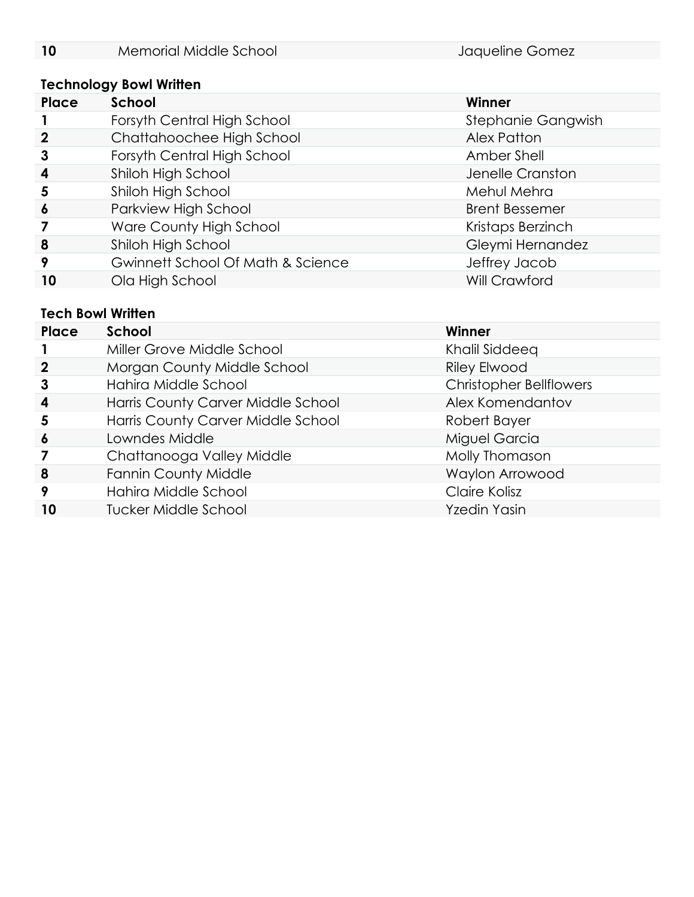| | | |
|---|---|---|
| **10** | Memorial Middle School | Jaqueline Gomez |

**Technology Bowl Written**

| Place | School | Winner |
|---|---|---|
| **1** | Forsyth Central High School | Stephanie Gangwish |
| **2** | Chattahoochee High School | Alex Patton |
| **3** | Forsyth Central High School | Amber Shell |
| **4** | Shiloh High School | Jenelle Cranston |
| **5** | Shiloh High School | Mehul Mehra |
| **6** | Parkview High School | Brent Bessemer |
| **7** | Ware County High School | Kristaps Berzinch |
| **8** | Shiloh High School | Gleymi Hernandez |
| **9** | Gwinnett School Of Math & Science | Jeffrey Jacob |
| **10** | Ola High School | Will Crawford |

**Tech Bowl Written**

| Place | School | Winner |
|---|---|---|
| **1** | Miller Grove Middle School | Khalil Siddeeq |
| **2** | Morgan County Middle School | Riley Elwood |
| **3** | Hahira Middle School | Christopher Bellflowers |
| **4** | Harris County Carver Middle School | Alex Komendantov |
| **5** | Harris County Carver Middle School | Robert Bayer |
| **6** | Lowndes Middle | Miguel Garcia |
| **7** | Chattanooga Valley Middle | Molly Thomason |
| **8** | Fannin County Middle | Waylon Arrowood |
| **9** | Hahira Middle School | Claire Kolisz |
| **10** | Tucker Middle School | Yzedin Yasin |